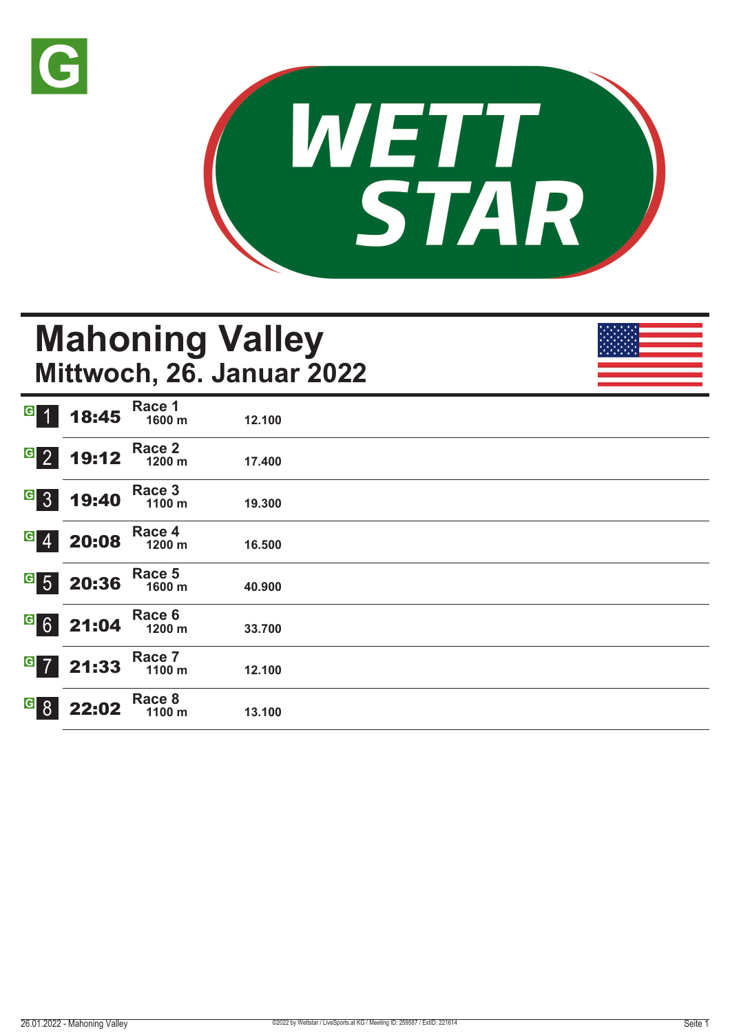G

WETT STAR

# Mahoning Valley
## Mittwoch, 26. Januar 2022

| | Zeit | Rennen | Distanz | Preisgeld |
|---|---|---|---|---|
| G 1 | 18:45 | Race 1 | 1600 m | 12.100 |
| G 2 | 19:12 | Race 2 | 1200 m | 17.400 |
| G 3 | 19:40 | Race 3 | 1100 m | 19.300 |
| G 4 | 20:08 | Race 4 | 1200 m | 16.500 |
| G 5 | 20:36 | Race 5 | 1600 m | 40.900 |
| G 6 | 21:04 | Race 6 | 1200 m | 33.700 |
| G 7 | 21:33 | Race 7 | 1100 m | 12.100 |
| G 8 | 22:02 | Race 8 | 1100 m | 13.100 |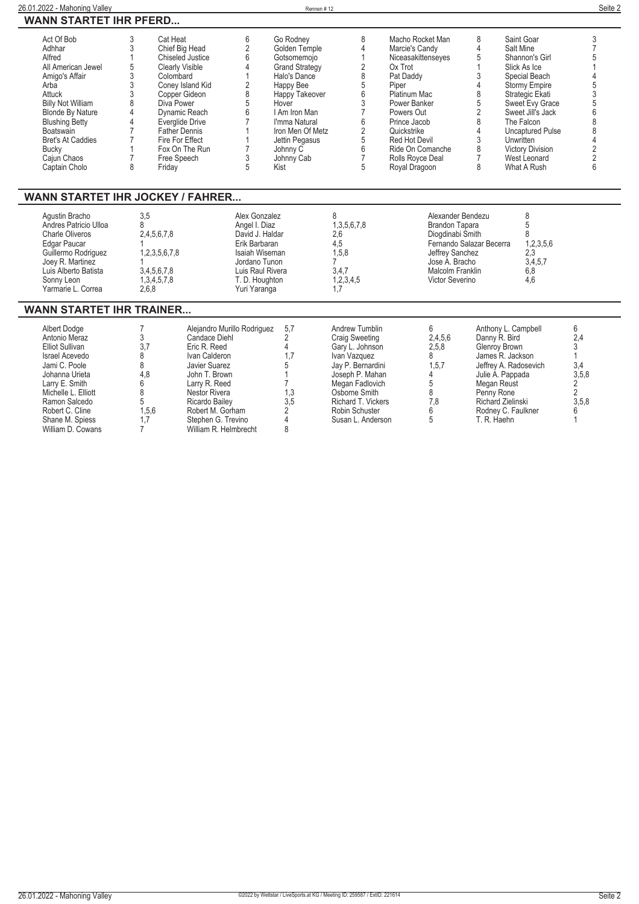## WANN STARTET IHR PFERD...

| Pferd | Rennen | Pferd | Rennen | Pferd | Rennen | Pferd | Rennen | Pferd | Rennen |
|---|---|---|---|---|---|---|---|---|---|
| Act Of Bob | 3 | Cat Heat | 6 | Go Rodney | 8 | Macho Rocket Man | 8 | Saint Goar | 3 |
| Adhhar | 3 | Chief Big Head | 2 | Golden Temple | 4 | Marcie's Candy | 4 | Salt Mine | 7 |
| Alfred | 1 | Chiseled Justice | 6 | Gotsomemojo | 1 | Niceasakittenseyes | 5 | Shannon's Girl | 5 |
| All American Jewel | 5 | Clearly Visible | 4 | Grand Strategy | 2 | Ox Trot | 1 | Slick As Ice | 1 |
| Amigo's Affair | 3 | Colombard | 1 | Halo's Dance | 8 | Pat Daddy | 3 | Special Beach | 4 |
| Arba | 3 | Coney Island Kid | 2 | Happy Bee | 5 | Piper | 4 | Stormy Empire | 5 |
| Attuck | 3 | Copper Gideon | 8 | Happy Takeover | 6 | Platinum Mac | 8 | Strategic Ekati | 3 |
| Billy Not William | 8 | Diva Power | 5 | Hover | 3 | Power Banker | 5 | Sweet Evy Grace | 5 |
| Blonde By Nature | 4 | Dynamic Reach | 6 | I Am Iron Man | 7 | Powers Out | 2 | Sweet Jill's Jack | 6 |
| Blushing Betty | 4 | Everglide Drive | 7 | I'mma Natural | 6 | Prince Jacob | 8 | The Falcon | 8 |
| Boatswain | 7 | Father Dennis | 1 | Iron Men Of Metz | 2 | Quickstrike | 4 | Uncaptured Pulse | 8 |
| Bret's At Caddies | 7 | Fire For Effect | 1 | Jettin Pegasus | 5 | Red Hot Devil | 3 | Unwritten | 4 |
| Bucky | 1 | Fox On The Run | 7 | Johnny C | 6 | Ride On Comanche | 8 | Victory Division | 2 |
| Cajun Chaos | 7 | Free Speech | 3 | Johnny Cab | 7 | Rolls Royce Deal | 7 | West Leonard | 2 |
| Captain Cholo | 8 | Friday | 5 | Kist | 5 | Royal Dragoon | 8 | What A Rush | 6 |

## WANN STARTET IHR JOCKEY / FAHRER...

| Jockey | Rennen | Jockey | Rennen | Jockey | Rennen |
|---|---|---|---|---|---|
| Agustin Bracho | 3,5 | Alex Gonzalez | 8 | Alexander Bendezu | 8 |
| Andres Patricio Ulloa | 8 | Angel I. Diaz | 1,3,5,6,7,8 | Brandon Tapara | 5 |
| Charle Oliveros | 2,4,5,6,7,8 | David J. Haldar | 2,6 | Diogdinabi Smith | 8 |
| Edgar Paucar | 1 | Erik Barbaran | 4,5 | Fernando Salazar Becerra | 1,2,3,5,6 |
| Guillermo Rodriguez | 1,2,3,5,6,7,8 | Isaiah Wiseman | 1,5,8 | Jeffrey Sanchez | 2,3 |
| Joey R. Martinez | 1 | Jordano Tunon | 7 | Jose A. Bracho | 3,4,5,7 |
| Luis Alberto Batista | 3,4,5,6,7,8 | Luis Raul Rivera | 3,4,7 | Malcolm Franklin | 6,8 |
| Sonny Leon | 1,3,4,5,7,8 | T. D. Houghton | 1,2,3,4,5 | Victor Severino | 4,6 |
| Yarmarie L. Correa | 2,6,8 | Yuri Yaranga | 1,7 | | |

## WANN STARTET IHR TRAINER...

| Trainer | Rennen | Trainer | Rennen | Trainer | Rennen | Trainer | Rennen |
|---|---|---|---|---|---|---|---|
| Albert Dodge | 7 | Alejandro Murillo Rodriguez | 5,7 | Andrew Tumblin | 6 | Anthony L. Campbell | 6 |
| Antonio Meraz | 3 | Candace Diehl | 2 | Craig Sweeting | 2,4,5,6 | Danny R. Bird | 2,4 |
| Elliot Sullivan | 3,7 | Eric R. Reed | 4 | Gary L. Johnson | 2,5,8 | Glenroy Brown | 3 |
| Israel Acevedo | 8 | Ivan Calderon | 1,7 | Ivan Vazquez | 8 | James R. Jackson | 1 |
| Jami C. Poole | 8 | Javier Suarez | 5 | Jay P. Bernardini | 1,5,7 | Jeffrey A. Radosevich | 3,4 |
| Johanna Urieta | 4,8 | John T. Brown | 1 | Joseph P. Mahan | 4 | Julie A. Pappada | 3,5,8 |
| Larry E. Smith | 6 | Larry R. Reed | 7 | Megan Fadlovich | 5 | Megan Reust | 2 |
| Michelle L. Elliott | 8 | Nestor Rivera | 1,3 | Osborne Smith | 8 | Penny Rone | 2 |
| Ramon Salcedo | 5 | Ricardo Bailey | 3,5 | Richard T. Vickers | 7,8 | Richard Zielinski | 3,5,8 |
| Robert C. Cline | 1,5,6 | Robert M. Gorham | 2 | Robin Schuster | 6 | Rodney C. Faulkner | 6 |
| Shane M. Spiess | 1,7 | Stephen G. Trevino | 4 | Susan L. Anderson | 5 | T. R. Haehn | 1 |
| William D. Cowans | 7 | William R. Helmbrecht | 8 | | | | |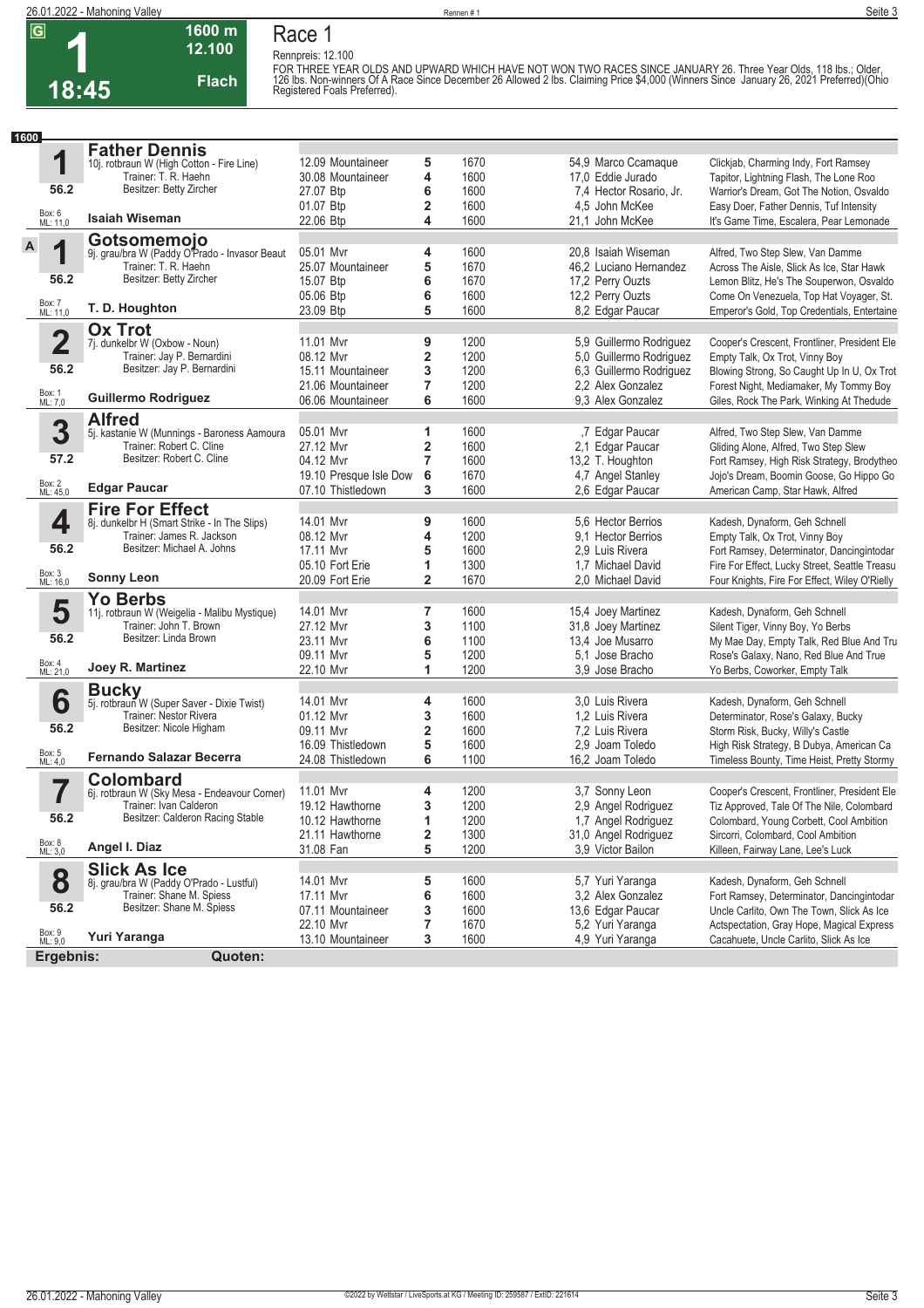# Race 1

**G** | **1** | **18:45** | 1600 m | 12.100 | Flach

Rennpreis: 12.100

FOR THREE YEAR OLDS AND UPWARD WHICH HAVE NOT WON TWO RACES SINCE JANUARY 26. Three Year Olds, 118 lbs.; Older, 126 lbs. Non-winners Of A Race Since December 26 Allowed 2 lbs. Claiming Price $4,000 (Winners Since January 26, 2021 Preferred)(Ohio Registered Foals Preferred).

**1600**

## 1 Father Dennis
10j. rotbraun W (High Cotton - Fire Line)
Trainer: T. R. Haehn
Besitzer: Betty Zircher
56.2 — Box: 6, ML: 11,0
**Isaiah Wiseman**

| Datum/Bahn | Pl. | Distanz | Quote/Reiter | Einlauf |
|---|---|---|---|---|
| 12.09 Mountaineer | 5 | 1670 | 54,9 Marco Ccamaque | Clickjab, Charming Indy, Fort Ramsey |
| 30.08 Mountaineer | 4 | 1600 | 17,0 Eddie Jurado | Tapitor, Lightning Flash, The Lone Roo |
| 27.07 Btp | 6 | 1600 | 7,4 Hector Rosario, Jr. | Warrior's Dream, Got The Notion, Osvaldo |
| 01.07 Btp | 2 | 1600 | 4,5 John McKee | Easy Doer, Father Dennis, Tuf Intensity |
| 22.06 Btp | 4 | 1600 | 21,1 John McKee | It's Game Time, Escalera, Pear Lemonade |

## 1A Gotsomemojo
9j. grau/bra W (Paddy O'Prado - Invasor Beaut)
Trainer: T. R. Haehn
Besitzer: Betty Zircher
56.2 — Box: 7, ML: 11,0
**T. D. Houghton**

| Datum/Bahn | Pl. | Distanz | Quote/Reiter | Einlauf |
|---|---|---|---|---|
| 05.01 Mvr | 4 | 1600 | 20,8 Isaiah Wiseman | Alfred, Two Step Slew, Van Damme |
| 25.07 Mountaineer | 5 | 1670 | 46,2 Luciano Hernandez | Across The Aisle, Slick As Ice, Star Hawk |
| 15.07 Btp | 6 | 1670 | 17,2 Perry Ouzts | Lemon Blitz, He's The Souperwon, Osvaldo |
| 05.06 Btp | 6 | 1600 | 12,2 Perry Ouzts | Come On Venezuela, Top Hat Voyager, St. |
| 23.09 Btp | 5 | 1600 | 8,2 Edgar Paucar | Emperor's Gold, Top Credentials, Entertaine |

## 2 Ox Trot
7j. dunkelbr W (Oxbow - Noun)
Trainer: Jay P. Bernardini
Besitzer: Jay P. Bernardini
56.2 — Box: 1, ML: 7,0
**Guillermo Rodriguez**

| Datum/Bahn | Pl. | Distanz | Quote/Reiter | Einlauf |
|---|---|---|---|---|
| 11.01 Mvr | 9 | 1200 | 5,9 Guillermo Rodriguez | Cooper's Crescent, Frontliner, President Ele |
| 08.12 Mvr | 2 | 1200 | 5,0 Guillermo Rodriguez | Empty Talk, Ox Trot, Vinny Boy |
| 15.11 Mountaineer | 3 | 1200 | 6,3 Guillermo Rodriguez | Blowing Strong, So Caught Up In U, Ox Trot |
| 21.06 Mountaineer | 7 | 1200 | 2,2 Alex Gonzalez | Forest Night, Mediamaker, My Tommy Boy |
| 06.06 Mountaineer | 6 | 1600 | 9,3 Alex Gonzalez | Giles, Rock The Park, Winking At Thedude |

## 3 Alfred
5j. kastanie W (Munnings - Baroness Aamoura)
Trainer: Robert C. Cline
Besitzer: Robert C. Cline
57.2 — Box: 2, ML: 45,0
**Edgar Paucar**

| Datum/Bahn | Pl. | Distanz | Quote/Reiter | Einlauf |
|---|---|---|---|---|
| 05.01 Mvr | 1 | 1600 | ,7 Edgar Paucar | Alfred, Two Step Slew, Van Damme |
| 27.12 Mvr | 2 | 1600 | 2,1 Edgar Paucar | Gliding Alone, Alfred, Two Step Slew |
| 04.12 Mvr | 7 | 1600 | 13,2 T. Houghton | Fort Ramsey, High Risk Strategy, Brodytheo |
| 19.10 Presque Isle Dow | 6 | 1670 | 4,7 Angel Stanley | Jojo's Dream, Boomin Goose, Go Hippo Go |
| 07.10 Thistledown | 3 | 1600 | 2,6 Edgar Paucar | American Camp, Star Hawk, Alfred |

## 4 Fire For Effect
8j. dunkelbr H (Smart Strike - In The Slips)
Trainer: James R. Jackson
Besitzer: Michael A. Johns
56.2 — Box: 3, ML: 16,0
**Sonny Leon**

| Datum/Bahn | Pl. | Distanz | Quote/Reiter | Einlauf |
|---|---|---|---|---|
| 14.01 Mvr | 9 | 1600 | 5,6 Hector Berrios | Kadesh, Dynaform, Geh Schnell |
| 08.12 Mvr | 4 | 1200 | 9,1 Hector Berrios | Empty Talk, Ox Trot, Vinny Boy |
| 17.11 Mvr | 5 | 1600 | 2,9 Luis Rivera | Fort Ramsey, Determinator, Dancingintodar |
| 05.10 Fort Erie | 1 | 1300 | 1,7 Michael David | Fire For Effect, Lucky Street, Seattle Treasu |
| 20.09 Fort Erie | 2 | 1670 | 2,0 Michael David | Four Knights, Fire For Effect, Wiley O'Rielly |

## 5 Yo Berbs
11j. rotbraun W (Weigelia - Malibu Mystique)
Trainer: John T. Brown
Besitzer: Linda Brown
56.2 — Box: 4, ML: 21,0
**Joey R. Martinez**

| Datum/Bahn | Pl. | Distanz | Quote/Reiter | Einlauf |
|---|---|---|---|---|
| 14.01 Mvr | 7 | 1600 | 15,4 Joey Martinez | Kadesh, Dynaform, Geh Schnell |
| 27.12 Mvr | 3 | 1100 | 31,8 Joey Martinez | Silent Tiger, Vinny Boy, Yo Berbs |
| 23.11 Mvr | 6 | 1100 | 13,4 Joe Musarro | My Mae Day, Empty Talk, Red Blue And Tru |
| 09.11 Mvr | 5 | 1200 | 5,1 Jose Bracho | Rose's Galaxy, Nano, Red Blue And True |
| 22.10 Mvr | 1 | 1200 | 3,9 Jose Bracho | Yo Berbs, Coworker, Empty Talk |

## 6 Bucky
5j. rotbraun W (Super Saver - Dixie Twist)
Trainer: Nestor Rivera
Besitzer: Nicole Higham
56.2 — Box: 5, ML: 4,0
**Fernando Salazar Becerra**

| Datum/Bahn | Pl. | Distanz | Quote/Reiter | Einlauf |
|---|---|---|---|---|
| 14.01 Mvr | 4 | 1600 | 3,0 Luis Rivera | Kadesh, Dynaform, Geh Schnell |
| 01.12 Mvr | 3 | 1600 | 1,2 Luis Rivera | Determinator, Rose's Galaxy, Bucky |
| 09.11 Mvr | 2 | 1600 | 7,2 Luis Rivera | Storm Risk, Bucky, Willy's Castle |
| 16.09 Thistledown | 5 | 1600 | 2,9 Joam Toledo | High Risk Strategy, B Dubya, American Ca |
| 24.08 Thistledown | 6 | 1100 | 16,2 Joam Toledo | Timeless Bounty, Time Heist, Pretty Stormy |

## 7 Colombard
6j. rotbraun W (Sky Mesa - Endeavour Corner)
Trainer: Ivan Calderon
Besitzer: Calderon Racing Stable
56.2 — Box: 8, ML: 3,0
**Angel I. Diaz**

| Datum/Bahn | Pl. | Distanz | Quote/Reiter | Einlauf |
|---|---|---|---|---|
| 11.01 Mvr | 4 | 1200 | 3,7 Sonny Leon | Cooper's Crescent, Frontliner, President Ele |
| 19.12 Hawthorne | 3 | 1200 | 2,9 Angel Rodriguez | Tiz Approved, Tale Of The Nile, Colombard |
| 10.12 Hawthorne | 1 | 1200 | 1,7 Angel Rodriguez | Colombard, Young Corbett, Cool Ambition |
| 21.11 Hawthorne | 2 | 1300 | 31,0 Angel Rodriguez | Sircorri, Colombard, Cool Ambition |
| 31.08 Fan | 5 | 1200 | 3,9 Victor Bailon | Killeen, Fairway Lane, Lee's Luck |

## 8 Slick As Ice
8j. grau/bra W (Paddy O'Prado - Lustful)
Trainer: Shane M. Spiess
Besitzer: Shane M. Spiess
56.2 — Box: 9, ML: 9,0
**Yuri Yaranga**

| Datum/Bahn | Pl. | Distanz | Quote/Reiter | Einlauf |
|---|---|---|---|---|
| 14.01 Mvr | 5 | 1600 | 5,7 Yuri Yaranga | Kadesh, Dynaform, Geh Schnell |
| 17.11 Mvr | 6 | 1600 | 3,2 Alex Gonzalez | Fort Ramsey, Determinator, Dancingintodar |
| 07.11 Mountaineer | 3 | 1600 | 13,6 Edgar Paucar | Uncle Carlito, Own The Town, Slick As Ice |
| 22.10 Mvr | 7 | 1670 | 5,2 Yuri Yaranga | Actspectation, Gray Hope, Magical Express |
| 13.10 Mountaineer | 3 | 1600 | 4,9 Yuri Yaranga | Cacahuete, Uncle Carlito, Slick As Ice |

**Ergebnis:** **Quoten:**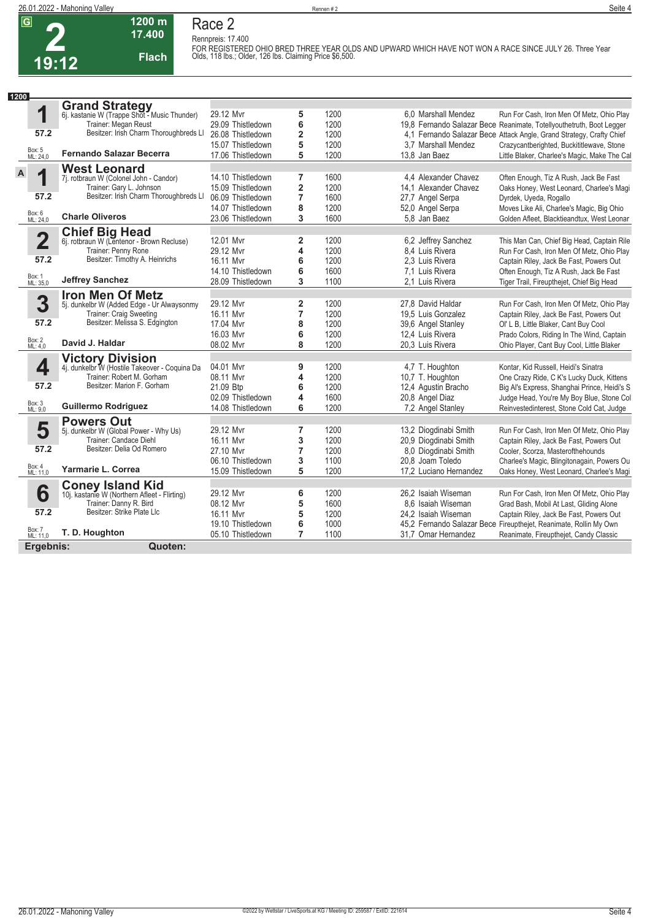G **2** 19:12 — 1200 m · 17.400 · Flach

# Race 2

Rennpreis: 17.400

FOR REGISTERED OHIO BRED THREE YEAR OLDS AND UPWARD WHICH HAVE NOT WON A RACE SINCE JULY 26. Three Year Olds, 118 lbs.; Older, 126 lbs. Claiming Price $6,500.

**1200**

| Nr. | Pferd | Datum / Bahn | Platz | Distanz | Quote / Jockey | Einlauf |
|---|---|---|---|---|---|---|
| **1** | **Grand Strategy**<br>6j. kastanie W (Trappe Shot - Music Thunder)<br>Trainer: Megan Reust<br>Besitzer: Irish Charm Thoroughbreds Ll<br>57.2<br>Box: 5 ML: 24,0<br>**Fernando Salazar Becerra** | 29.12 Mvr | 5 | 1200 | 6,0 Marshall Mendez | Run For Cash, Iron Men Of Metz, Ohio Play |
| | | 29.09 Thistledown | 6 | 1200 | 19,8 Fernando Salazar Bece | Reanimate, Totellyouthetruth, Boot Legger |
| | | 26.08 Thistledown | 2 | 1200 | 4,1 Fernando Salazar Bece | Attack Angle, Grand Strategy, Crafty Chief |
| | | 15.07 Thistledown | 5 | 1200 | 3,7 Marshall Mendez | Crazycantberighted, Buckitlittlewave, Stone |
| | | 17.06 Thistledown | 5 | 1200 | 13,8 Jan Baez | Little Blaker, Charlee's Magic, Make The Cal |
| **1 A** | **West Leonard**<br>7j. rotbraun W (Colonel John - Candor)<br>Trainer: Gary L. Johnson<br>Besitzer: Irish Charm Thoroughbreds Ll<br>57.2<br>Box: 6 ML: 24,0<br>**Charle Oliveros** | 14.10 Thistledown | 7 | 1600 | 4,4 Alexander Chavez | Often Enough, Tiz A Rush, Jack Be Fast |
| | | 15.09 Thistledown | 2 | 1200 | 14,1 Alexander Chavez | Oaks Honey, West Leonard, Charlee's Magi |
| | | 06.09 Thistledown | 7 | 1600 | 27,7 Angel Serpa | Dyrdek, Uyeda, Rogallo |
| | | 14.07 Thistledown | 8 | 1200 | 52,0 Angel Serpa | Moves Like Ali, Charlee's Magic, Big Ohio |
| | | 23.06 Thistledown | 3 | 1600 | 5,8 Jan Baez | Golden Afleet, Blacktieandtux, West Leonar |
| **2** | **Chief Big Head**<br>6j. rotbraun W (Lentenor - Brown Recluse)<br>Trainer: Penny Rone<br>Besitzer: Timothy A. Heinrichs<br>57.2<br>Box: 1 ML: 35,0<br>**Jeffrey Sanchez** | 12.01 Mvr | 2 | 1200 | 6,2 Jeffrey Sanchez | This Man Can, Chief Big Head, Captain Rile |
| | | 29.12 Mvr | 4 | 1200 | 8,4 Luis Rivera | Run For Cash, Iron Men Of Metz, Ohio Play |
| | | 16.11 Mvr | 6 | 1200 | 2,3 Luis Rivera | Captain Riley, Jack Be Fast, Powers Out |
| | | 14.10 Thistledown | 6 | 1600 | 7,1 Luis Rivera | Often Enough, Tiz A Rush, Jack Be Fast |
| | | 28.09 Thistledown | 3 | 1100 | 2,1 Luis Rivera | Tiger Trail, Fireupthejet, Chief Big Head |
| **3** | **Iron Men Of Metz**<br>5j. dunkelbr W (Added Edge - Ur Alwaysonmy<br>Trainer: Craig Sweeting<br>Besitzer: Melissa S. Edgington<br>57.2<br>Box: 2 ML: 4,0<br>**David J. Haldar** | 29.12 Mvr | 2 | 1200 | 27,8 David Haldar | Run For Cash, Iron Men Of Metz, Ohio Play |
| | | 16.11 Mvr | 7 | 1200 | 19,5 Luis Gonzalez | Captain Riley, Jack Be Fast, Powers Out |
| | | 17.04 Mvr | 8 | 1200 | 39,6 Angel Stanley | Ol' L B, Little Blaker, Cant Buy Cool |
| | | 16.03 Mvr | 6 | 1200 | 12,4 Luis Rivera | Prado Colors, Riding In The Wind, Captain |
| | | 08.02 Mvr | 8 | 1200 | 20,3 Luis Rivera | Ohio Player, Cant Buy Cool, Little Blaker |
| **4** | **Victory Division**<br>4j. dunkelbr W (Hostile Takeover - Coquina Da<br>Trainer: Robert M. Gorham<br>Besitzer: Marion F. Gorham<br>57.2<br>Box: 3 ML: 9,0<br>**Guillermo Rodriguez** | 04.01 Mvr | 9 | 1200 | 4,7 T. Houghton | Kontar, Kid Russell, Heidi's Sinatra |
| | | 08.11 Mvr | 4 | 1200 | 10,7 T. Houghton | One Crazy Ride, C K's Lucky Duck, Kittens |
| | | 21.09 Btp | 6 | 1200 | 12,4 Agustin Bracho | Big Al's Express, Shanghai Prince, Heidi's S |
| | | 02.09 Thistledown | 4 | 1600 | 20,8 Angel Diaz | Judge Head, You're My Boy Blue, Stone Col |
| | | 14.08 Thistledown | 6 | 1200 | 7,2 Angel Stanley | Reinvestedinterest, Stone Cold Cat, Judge |
| **5** | **Powers Out**<br>5j. dunkelbr W (Global Power - Why Us)<br>Trainer: Candace Diehl<br>Besitzer: Delia Od Romero<br>57.2<br>Box: 4 ML: 11,0<br>**Yarmarie L. Correa** | 29.12 Mvr | 7 | 1200 | 13,2 Diogdinabi Smith | Run For Cash, Iron Men Of Metz, Ohio Play |
| | | 16.11 Mvr | 3 | 1200 | 20,9 Diogdinabi Smith | Captain Riley, Jack Be Fast, Powers Out |
| | | 27.10 Mvr | 7 | 1200 | 8,0 Diogdinabi Smith | Cooler, Scorza, Masterofthehounds |
| | | 06.10 Thistledown | 3 | 1100 | 20,8 Joam Toledo | Charlee's Magic, Blingitonagain, Powers Ou |
| | | 15.09 Thistledown | 5 | 1200 | 17,2 Luciano Hernandez | Oaks Honey, West Leonard, Charlee's Magi |
| **6** | **Coney Island Kid**<br>10j. kastanie W (Northern Afleet - Flirting)<br>Trainer: Danny R. Bird<br>Besitzer: Strike Plate Llc<br>57.2<br>Box: 7 ML: 11,0<br>**T. D. Houghton** | 29.12 Mvr | 6 | 1200 | 26,2 Isaiah Wiseman | Run For Cash, Iron Men Of Metz, Ohio Play |
| | | 08.12 Mvr | 5 | 1600 | 8,6 Isaiah Wiseman | Grad Bash, Mobil At Last, Gliding Alone |
| | | 16.11 Mvr | 5 | 1200 | 24,2 Isaiah Wiseman | Captain Riley, Jack Be Fast, Powers Out |
| | | 19.10 Thistledown | 6 | 1000 | 45,2 Fernando Salazar Bece | Fireupthejet, Reanimate, Rollin My Own |
| | | 05.10 Thistledown | 7 | 1100 | 31,7 Omar Hernandez | Reanimate, Fireupthejet, Candy Classic |

**Ergebnis:** **Quoten:**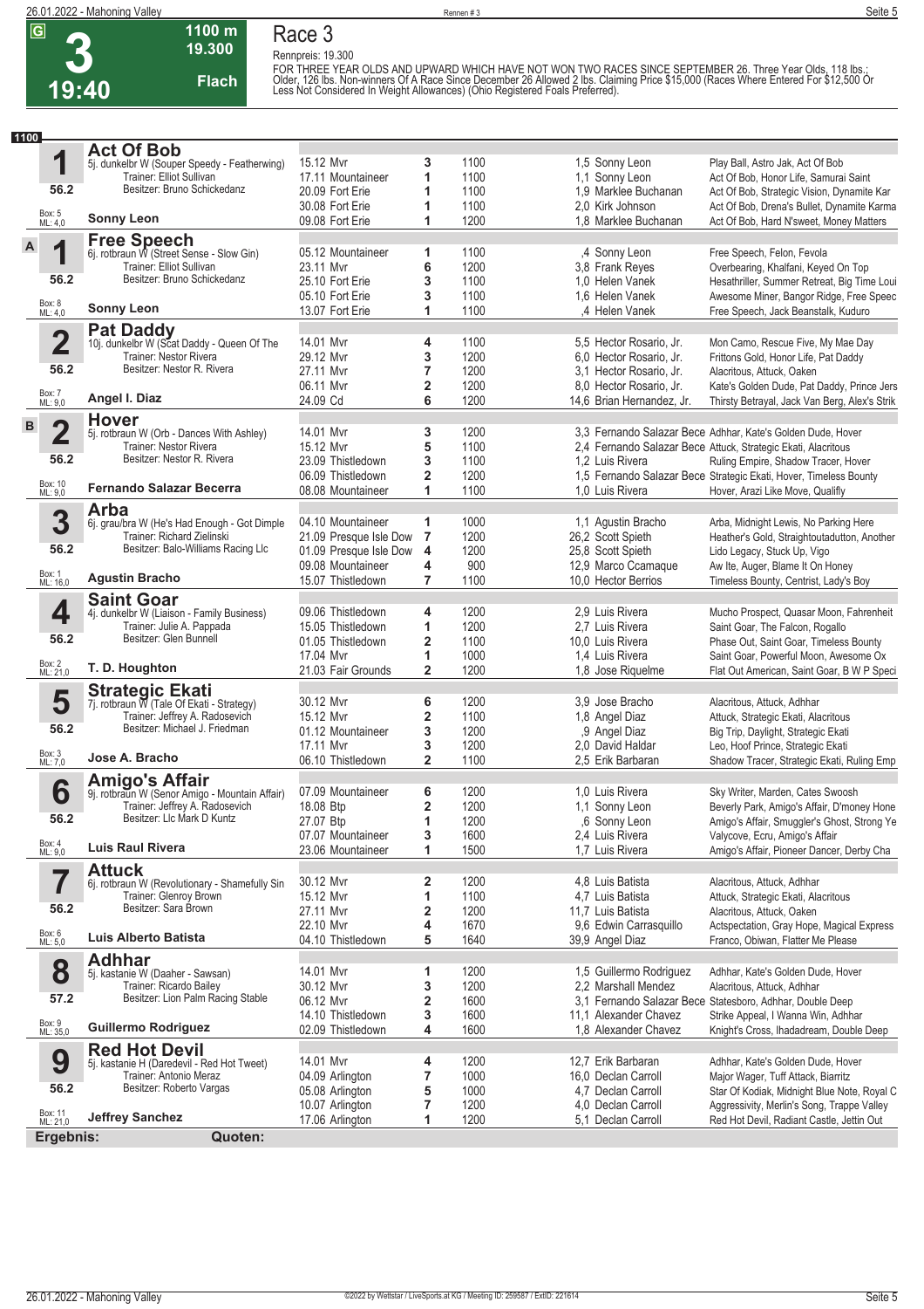# Race 3

**3** — 19:40 — 1100 m — 19.300 — Flach

Rennpreis: 19.300

FOR THREE YEAR OLDS AND UPWARD WHICH HAVE NOT WON TWO RACES SINCE SEPTEMBER 26. Three Year Olds, 118 lbs.; Older, 126 lbs. Non-winners Of A Race Since December 26 Allowed 2 lbs. Claiming Price $15,000 (Races Where Entered For $12,500 Or Less Not Considered In Weight Allowances) (Ohio Registered Foals Preferred).

**1100**

## 1 Act Of Bob
5j. dunkelbr W (Souper Speedy - Featherwing)
Trainer: Elliot Sullivan
Besitzer: Bruno Schickedanz
56.2 — Box: 5 — ML: 4,0 — **Sonny Leon**

| Datum | Bahn | Platz | Distanz | Quote | Jockey | Einlauf |
|---|---|---|---|---|---|---|
| 15.12 | Mvr | 3 | 1100 | 1,5 | Sonny Leon | Play Ball, Astro Jak, Act Of Bob |
| 17.11 | Mountaineer | 1 | 1100 | 1,1 | Sonny Leon | Act Of Bob, Honor Life, Samurai Saint |
| 20.09 | Fort Erie | 1 | 1100 | 1,9 | Marklee Buchanan | Act Of Bob, Strategic Vision, Dynamite Kar |
| 30.08 | Fort Erie | 1 | 1100 | 2,0 | Kirk Johnson | Act Of Bob, Drena's Bullet, Dynamite Karma |
| 09.08 | Fort Erie | 1 | 1200 | 1,8 | Marklee Buchanan | Act Of Bob, Hard N'sweet, Money Matters |

## A 1 Free Speech
6j. rotbraun W (Street Sense - Slow Gin)
Trainer: Elliot Sullivan
Besitzer: Bruno Schickedanz
56.2 — Box: 8 — ML: 4,0 — **Sonny Leon**

| Datum | Bahn | Platz | Distanz | Quote | Jockey | Einlauf |
|---|---|---|---|---|---|---|
| 05.12 | Mountaineer | 1 | 1100 | ,4 | Sonny Leon | Free Speech, Felon, Fevola |
| 23.11 | Mvr | 6 | 1200 | 3,8 | Frank Reyes | Overbearing, Khalfani, Keyed On Top |
| 25.10 | Fort Erie | 3 | 1100 | 1,0 | Helen Vanek | Hesathriller, Summer Retreat, Big Time Loui |
| 05.10 | Fort Erie | 3 | 1100 | 1,6 | Helen Vanek | Awesome Miner, Bangor Ridge, Free Speec |
| 13.07 | Fort Erie | 1 | 1100 | ,4 | Helen Vanek | Free Speech, Jack Beanstalk, Kuduro |

## 2 Pat Daddy
10j. dunkelbr W (Scat Daddy - Queen Of The
Trainer: Nestor Rivera
Besitzer: Nestor R. Rivera
56.2 — Box: 7 — ML: 9,0 — **Angel I. Diaz**

| Datum | Bahn | Platz | Distanz | Quote | Jockey | Einlauf |
|---|---|---|---|---|---|---|
| 14.01 | Mvr | 4 | 1100 | 5,5 | Hector Rosario, Jr. | Mon Camo, Rescue Five, My Mae Day |
| 29.12 | Mvr | 3 | 1200 | 6,0 | Hector Rosario, Jr. | Frittons Gold, Honor Life, Pat Daddy |
| 27.11 | Mvr | 7 | 1200 | 3,1 | Hector Rosario, Jr. | Alacritous, Attuck, Oaken |
| 06.11 | Mvr | 2 | 1200 | 8,0 | Hector Rosario, Jr. | Kate's Golden Dude, Pat Daddy, Prince Jers |
| 24.09 | Cd | 6 | 1200 | 14,6 | Brian Hernandez, Jr. | Thirsty Betrayal, Jack Van Berg, Alex's Strik |

## B 2 Hover
5j. rotbraun W (Orb - Dances With Ashley)
Trainer: Nestor Rivera
Besitzer: Nestor R. Rivera
56.2 — Box: 10 — ML: 9,0 — **Fernando Salazar Becerra**

| Datum | Bahn | Platz | Distanz | Quote | Jockey | Einlauf |
|---|---|---|---|---|---|---|
| 14.01 | Mvr | 3 | 1200 | 3,3 | Fernando Salazar Bece | Adhhar, Kate's Golden Dude, Hover |
| 15.12 | Mvr | 5 | 1100 | 2,4 | Fernando Salazar Bece | Attuck, Strategic Ekati, Alacritous |
| 23.09 | Thistledown | 3 | 1100 | 1,2 | Luis Rivera | Ruling Empire, Shadow Tracer, Hover |
| 06.09 | Thistledown | 2 | 1200 | 1,5 | Fernando Salazar Bece | Strategic Ekati, Hover, Timeless Bounty |
| 08.08 | Mountaineer | 1 | 1100 | 1,0 | Luis Rivera | Hover, Arazi Like Move, Qualify |

## 3 Arba
6j. grau/bra W (He's Had Enough - Got Dimple
Trainer: Richard Zielinski
Besitzer: Balo-Williams Racing Llc
56.2 — Box: 1 — ML: 16,0 — **Agustin Bracho**

| Datum | Bahn | Platz | Distanz | Quote | Jockey | Einlauf |
|---|---|---|---|---|---|---|
| 04.10 | Mountaineer | 1 | 1000 | 1,1 | Agustin Bracho | Arba, Midnight Lewis, No Parking Here |
| 21.09 | Presque Isle Dow | 7 | 1200 | 26,2 | Scott Spieth | Heather's Gold, Straightoutadutton, Another |
| 01.09 | Presque Isle Dow | 4 | 1200 | 25,8 | Scott Spieth | Lido Legacy, Stuck Up, Vigo |
| 09.08 | Mountaineer | 4 | 900 | 12,9 | Marco Ccamaque | Aw Ite, Auger, Blame It On Honey |
| 15.07 | Thistledown | 7 | 1100 | 10,0 | Hector Berrios | Timeless Bounty, Centrist, Lady's Boy |

## 4 Saint Goar
4j. dunkelbr W (Liaison - Family Business)
Trainer: Julie A. Pappada
Besitzer: Glen Bunnell
56.2 — Box: 2 — ML: 21,0 — **T. D. Houghton**

| Datum | Bahn | Platz | Distanz | Quote | Jockey | Einlauf |
|---|---|---|---|---|---|---|
| 09.06 | Thistledown | 4 | 1200 | 2,9 | Luis Rivera | Mucho Prospect, Quasar Moon, Fahrenheit |
| 15.05 | Thistledown | 1 | 1200 | 2,7 | Luis Rivera | Saint Goar, The Falcon, Rogallo |
| 01.05 | Thistledown | 2 | 1100 | 10,0 | Luis Rivera | Phase Out, Saint Goar, Timeless Bounty |
| 17.04 | Mvr | 1 | 1000 | 1,4 | Luis Rivera | Saint Goar, Powerful Moon, Awesome Ox |
| 21.03 | Fair Grounds | 2 | 1200 | 1,8 | Jose Riquelme | Flat Out American, Saint Goar, B W P Speci |

## 5 Strategic Ekati
7j. rotbraun W (Tale Of Ekati - Strategy)
Trainer: Jeffrey A. Radosevich
Besitzer: Michael J. Friedman
56.2 — Box: 3 — ML: 7,0 — **Jose A. Bracho**

| Datum | Bahn | Platz | Distanz | Quote | Jockey | Einlauf |
|---|---|---|---|---|---|---|
| 30.12 | Mvr | 6 | 1200 | 3,9 | Jose Bracho | Alacritous, Attuck, Adhhar |
| 15.12 | Mvr | 2 | 1100 | 1,8 | Angel Diaz | Attuck, Strategic Ekati, Alacritous |
| 01.12 | Mountaineer | 3 | 1200 | ,9 | Angel Diaz | Big Trip, Daylight, Strategic Ekati |
| 17.11 | Mvr | 3 | 1200 | 2,0 | David Haldar | Leo, Hoof Prince, Strategic Ekati |
| 06.10 | Thistledown | 2 | 1100 | 2,5 | Erik Barbaran | Shadow Tracer, Strategic Ekati, Ruling Emp |

## 6 Amigo's Affair
9j. rotbraun W (Senor Amigo - Mountain Affair)
Trainer: Jeffrey A. Radosevich
Besitzer: Llc Mark D Kuntz
56.2 — Box: 4 — ML: 9,0 — **Luis Raul Rivera**

| Datum | Bahn | Platz | Distanz | Quote | Jockey | Einlauf |
|---|---|---|---|---|---|---|
| 07.09 | Mountaineer | 6 | 1200 | 1,0 | Luis Rivera | Sky Writer, Marden, Cates Swoosh |
| 18.08 | Btp | 2 | 1200 | 1,1 | Sonny Leon | Beverly Park, Amigo's Affair, D'money Hone |
| 27.07 | Btp | 1 | 1200 | ,6 | Sonny Leon | Amigo's Affair, Smuggler's Ghost, Strong Ye |
| 07.07 | Mountaineer | 3 | 1600 | 2,4 | Luis Rivera | Valycove, Ecru, Amigo's Affair |
| 23.06 | Mountaineer | 1 | 1500 | 1,7 | Luis Rivera | Amigo's Affair, Pioneer Dancer, Derby Cha |

## 7 Attuck
6j. rotbraun W (Revolutionary - Shamefully Sin
Trainer: Glenroy Brown
Besitzer: Sara Brown
56.2 — Box: 6 — ML: 5,0 — **Luis Alberto Batista**

| Datum | Bahn | Platz | Distanz | Quote | Jockey | Einlauf |
|---|---|---|---|---|---|---|
| 30.12 | Mvr | 2 | 1200 | 4,8 | Luis Batista | Alacritous, Attuck, Adhhar |
| 15.12 | Mvr | 1 | 1100 | 4,7 | Luis Batista | Attuck, Strategic Ekati, Alacritous |
| 27.11 | Mvr | 2 | 1200 | 11,7 | Luis Batista | Alacritous, Attuck, Oaken |
| 22.10 | Mvr | 4 | 1670 | 9,6 | Edwin Carrasquillo | Actspectation, Gray Hope, Magical Express |
| 04.10 | Thistledown | 5 | 1640 | 39,9 | Angel Diaz | Franco, Obiwan, Flatter Me Please |

## 8 Adhhar
5j. kastanie W (Daaher - Sawsan)
Trainer: Ricardo Bailey
Besitzer: Lion Palm Racing Stable
57.2 — Box: 9 — ML: 35,0 — **Guillermo Rodriguez**

| Datum | Bahn | Platz | Distanz | Quote | Jockey | Einlauf |
|---|---|---|---|---|---|---|
| 14.01 | Mvr | 1 | 1200 | 1,5 | Guillermo Rodriguez | Adhhar, Kate's Golden Dude, Hover |
| 30.12 | Mvr | 3 | 1200 | 2,2 | Marshall Mendez | Alacritous, Attuck, Adhhar |
| 06.12 | Mvr | 2 | 1600 | 3,1 | Fernando Salazar Bece | Statesboro, Adhhar, Double Deep |
| 14.10 | Thistledown | 3 | 1600 | 11,1 | Alexander Chavez | Strike Appeal, I Wanna Win, Adhhar |
| 02.09 | Thistledown | 4 | 1600 | 1,8 | Alexander Chavez | Knight's Cross, Ihadadream, Double Deep |

## 9 Red Hot Devil
5j. kastanie H (Daredevil - Red Hot Tweet)
Trainer: Antonio Meraz
Besitzer: Roberto Vargas
56.2 — Box: 11 — ML: 21,0 — **Jeffrey Sanchez**

| Datum | Bahn | Platz | Distanz | Quote | Jockey | Einlauf |
|---|---|---|---|---|---|---|
| 14.01 | Mvr | 4 | 1200 | 12,7 | Erik Barbaran | Adhhar, Kate's Golden Dude, Hover |
| 04.09 | Arlington | 7 | 1000 | 16,0 | Declan Carroll | Major Wager, Tuff Attack, Biarritz |
| 05.08 | Arlington | 5 | 1000 | 4,7 | Declan Carroll | Star Of Kodiak, Midnight Blue Note, Royal C |
| 10.07 | Arlington | 7 | 1200 | 4,0 | Declan Carroll | Aggressivity, Merlin's Song, Trappe Valley |
| 17.06 | Arlington | 1 | 1200 | 5,1 | Declan Carroll | Red Hot Devil, Radiant Castle, Jettin Out |

**Ergebnis:** **Quoten:**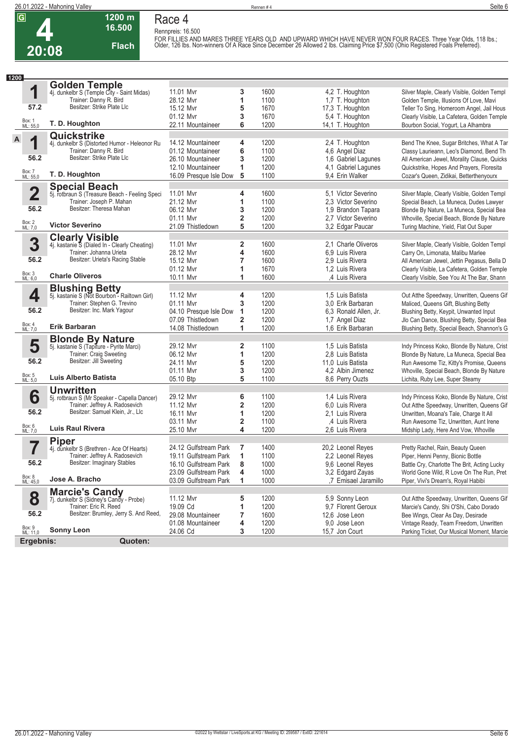# Race 4

**4** — 20:08 — 1200 m — 16.500 — Flach

Rennpreis: 16.500

FOR FILLIES AND MARES THREE YEARS OLD AND UPWARD WHICH HAVE NEVER WON FOUR RACES. Three Year Olds, 118 lbs.; Older, 126 lbs. Non-winners Of A Race Since December 26 Allowed 2 lbs. Claiming Price $7,500 (Ohio Registered Foals Preferred).

**1200**

## 1 Golden Temple
4j. dunkelbr S (Temple City - Saint Midas)
Trainer: Danny R. Bird
Besitzer: Strike Plate Llc
57.2 — Box: 1 — ML: 55,0
**T. D. Houghton**

| Datum/Bahn | Platz | Distanz | Quote/Jockey | Einlauf |
|---|---|---|---|---|
| 11.01 Mvr | 3 | 1600 | 4,2 T. Houghton | Silver Maple, Clearly Visible, Golden Templ |
| 28.12 Mvr | 1 | 1100 | 1,7 T. Houghton | Golden Temple, Illusions Of Love, Mavi |
| 15.12 Mvr | 5 | 1670 | 17,3 T. Houghton | Teller To Sing, Homeroom Angel, Jail Hous |
| 01.12 Mvr | 3 | 1670 | 5,4 T. Houghton | Clearly Visible, La Cafetera, Golden Temple |
| 22.11 Mountaineer | 6 | 1200 | 14,1 T. Houghton | Bourbon Social, Yogurt, La Alhambra |

## 1A Quickstrike
4j. dunkelbr S (Distorted Humor - Heleonor Ru
Trainer: Danny R. Bird
Besitzer: Strike Plate Llc
56.2 — Box: 7 — ML: 55,0
**T. D. Houghton**

| Datum/Bahn | Platz | Distanz | Quote/Jockey | Einlauf |
|---|---|---|---|---|
| 14.12 Mountaineer | 4 | 1200 | 2,4 T. Houghton | Bend The Knee, Sugar Britches, What A Tar |
| 01.12 Mountaineer | 6 | 1100 | 4,6 Angel Diaz | Classy Laurieann, Leo's Diamond, Bend Th |
| 26.10 Mountaineer | 3 | 1200 | 1,6 Gabriel Lagunes | All American Jewel, Morality Clause, Quicks |
| 12.10 Mountaineer | 1 | 1200 | 4,1 Gabriel Lagunes | Quickstrike, Hopes And Prayers, Floresita |
| 16.09 Presque Isle Dow | 5 | 1100 | 9,4 Erin Walker | Cozar's Queen, Zidikai, Betterthenyourx |

## 2 Special Beach
5j. rotbraun S (Treasure Beach - Feeling Speci
Trainer: Joseph P. Mahan
Besitzer: Theresa Mahan
56.2 — Box: 2 — ML: 7,0
**Victor Severino**

| Datum/Bahn | Platz | Distanz | Quote/Jockey | Einlauf |
|---|---|---|---|---|
| 11.01 Mvr | 4 | 1600 | 5,1 Victor Severino | Silver Maple, Clearly Visible, Golden Templ |
| 21.12 Mvr | 1 | 1100 | 2,3 Victor Severino | Special Beach, La Muneca, Dudes Lawyer |
| 06.12 Mvr | 3 | 1200 | 1,9 Brandon Tapara | Blonde By Nature, La Muneca, Special Bea |
| 01.11 Mvr | 2 | 1200 | 2,7 Victor Severino | Whoville, Special Beach, Blonde By Nature |
| 21.09 Thistledown | 5 | 1200 | 3,2 Edgar Paucar | Turing Machine, Yield, Flat Out Super |

## 3 Clearly Visible
4j. kastanie S (Dialed In - Clearly Cheating)
Trainer: Johanna Urieta
Besitzer: Urieta's Racing Stable
56.2 — Box: 3 — ML: 6,0
**Charle Oliveros**

| Datum/Bahn | Platz | Distanz | Quote/Jockey | Einlauf |
|---|---|---|---|---|
| 11.01 Mvr | 2 | 1600 | 2,1 Charle Oliveros | Silver Maple, Clearly Visible, Golden Templ |
| 28.12 Mvr | 4 | 1600 | 6,9 Luis Rivera | Carry On, Limonata, Malibu Marlee |
| 15.12 Mvr | 7 | 1600 | 2,9 Luis Rivera | All American Jewel, Jettin Pegasus, Bella D |
| 01.12 Mvr | 1 | 1670 | 1,2 Luis Rivera | Clearly Visible, La Cafetera, Golden Temple |
| 10.11 Mvr | 1 | 1600 | ,4 Luis Rivera | Clearly Visible, See You At The Bar, Shann |

## 4 Blushing Betty
5j. kastanie S (Not Bourbon - Railtown Girl)
Trainer: Stephen G. Trevino
Besitzer: Inc. Mark Yagour
56.2 — Box: 4 — ML: 7,0
**Erik Barbaran**

| Datum/Bahn | Platz | Distanz | Quote/Jockey | Einlauf |
|---|---|---|---|---|
| 11.12 Mvr | 4 | 1200 | 1,5 Luis Batista | Out Atthe Speedway, Unwritten, Queens Gif |
| 01.11 Mvr | 3 | 1200 | 3,0 Erik Barbaran | Maliced, Queens Gift, Blushing Betty |
| 04.10 Presque Isle Dow | 1 | 1200 | 6,3 Ronald Allen, Jr. | Blushing Betty, Keypit, Unwanted Input |
| 07.09 Thistledown | 2 | 1200 | 1,7 Angel Diaz | Jlo Can Dance, Blushing Betty, Special Bea |
| 14.08 Thistledown | 1 | 1200 | 1,6 Erik Barbaran | Blushing Betty, Special Beach, Shannon's G |

## 5 Blonde By Nature
5j. kastanie S (Tapiture - Pyrite Marci)
Trainer: Craig Sweeting
Besitzer: Jill Sweeting
56.2 — Box: 5 — ML: 5,0
**Luis Alberto Batista**

| Datum/Bahn | Platz | Distanz | Quote/Jockey | Einlauf |
|---|---|---|---|---|
| 29.12 Mvr | 2 | 1100 | 1,5 Luis Batista | Indy Princess Koko, Blonde By Nature, Crist |
| 06.12 Mvr | 1 | 1200 | 2,8 Luis Batista | Blonde By Nature, La Muneca, Special Bea |
| 24.11 Mvr | 5 | 1200 | 11,0 Luis Batista | Run Awesome Tiz, Kitty's Promise, Queens |
| 01.11 Mvr | 3 | 1200 | 4,2 Albin Jimenez | Whoville, Special Beach, Blonde By Nature |
| 05.10 Btp | 5 | 1100 | 8,6 Perry Ouzts | Lichita, Ruby Lee, Super Steamy |

## 6 Unwritten
5j. rotbraun S (Mr Speaker - Capella Dancer)
Trainer: Jeffrey A. Radosevich
Besitzer: Samuel Klein, Jr., Llc
56.2 — Box: 6 — ML: 7,0
**Luis Raul Rivera**

| Datum/Bahn | Platz | Distanz | Quote/Jockey | Einlauf |
|---|---|---|---|---|
| 29.12 Mvr | 6 | 1100 | 1,4 Luis Rivera | Indy Princess Koko, Blonde By Nature, Crist |
| 11.12 Mvr | 2 | 1200 | 6,0 Luis Rivera | Out Atthe Speedway, Unwritten, Queens Gif |
| 16.11 Mvr | 1 | 1200 | 2,1 Luis Rivera | Unwritten, Moana's Tale, Charge It All |
| 03.11 Mvr | 2 | 1100 | ,4 Luis Rivera | Run Awesome Tiz, Unwritten, Aunt Irene |
| 25.10 Mvr | 4 | 1200 | 2,6 Luis Rivera | Midship Lady, Here And Vow, Whoville |

## 7 Piper
4j. dunkelbr S (Brethren - Ace Of Hearts)
Trainer: Jeffrey A. Radosevich
Besitzer: Imaginary Stables
56.2 — Box: 8 — ML: 45,0
**Jose A. Bracho**

| Datum/Bahn | Platz | Distanz | Quote/Jockey | Einlauf |
|---|---|---|---|---|
| 24.12 Gulfstream Park | 7 | 1400 | 20,2 Leonel Reyes | Pretty Rachel, Rain, Beauty Queen |
| 19.11 Gulfstream Park | 1 | 1100 | 2,2 Leonel Reyes | Piper, Henni Penny, Bionic Bottle |
| 16.10 Gulfstream Park | 8 | 1000 | 9,6 Leonel Reyes | Battle Cry, Charlotte The Brit, Acting Lucky |
| 23.09 Gulfstream Park | 4 | 1000 | 3,2 Edgard Zayas | World Gone Wild, R Love On The Run, Pret |
| 03.09 Gulfstream Park | 1 | 1000 | ,7 Emisael Jaramillo | Piper, Vivi's Dream's, Royal Habibi |

## 8 Marcie's Candy
7j. dunkelbr S (Sidney's Candy - Probe)
Trainer: Eric R. Reed
Besitzer: Brumley, Jerry S. And Reed,
56.2 — Box: 9 — ML: 11,0
**Sonny Leon**

| Datum/Bahn | Platz | Distanz | Quote/Jockey | Einlauf |
|---|---|---|---|---|
| 11.12 Mvr | 5 | 1200 | 5,9 Sonny Leon | Out Atthe Speedway, Unwritten, Queens Gif |
| 19.09 Cd | 1 | 1200 | 9,7 Florent Geroux | Marcie's Candy, Shi O'Shi, Cabo Dorado |
| 29.08 Mountaineer | 7 | 1600 | 12,6 Jose Leon | Bee Wings, Clear As Day, Desirade |
| 01.08 Mountaineer | 4 | 1200 | 9,0 Jose Leon | Vintage Ready, Team Freedom, Unwritten |
| 24.06 Cd | 3 | 1200 | 15,7 Jon Court | Parking Ticket, Our Musical Moment, Marcie |

**Ergebnis:** **Quoten:**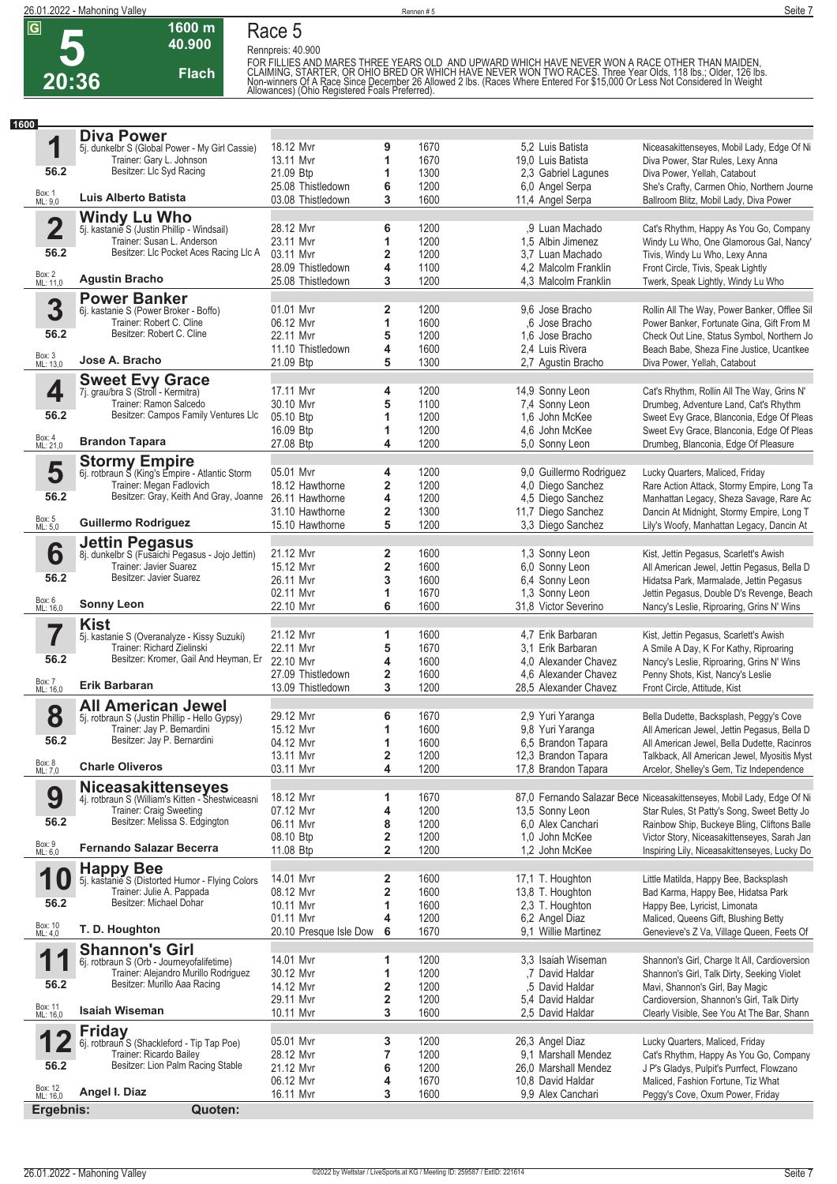# Race 5

**G** **5** 20:36 — 1600 m — 40.900 — Flach

Rennpreis: 40.900

FOR FILLIES AND MARES THREE YEARS OLD AND UPWARD WHICH HAVE NEVER WON A RACE OTHER THAN MAIDEN, CLAIMING, STARTER, OR OHIO BRED OR WHICH HAVE NEVER WON TWO RACES. Three Year Olds, 118 lbs.; Older, 126 lbs. Non-winners Of A Race Since December 26 Allowed 2 lbs. (Races Where Entered For $15,000 Or Less Not Considered In Weight Allowances) (Ohio Registered Foals Preferred).

**1600**

## 1 Diva Power

5j. dunkelbr S (Global Power - My Girl Cassie)
Trainer: Gary L. Johnson
Besitzer: Llc Syd Racing
56.2 — Box: 1 — ML: 9,0
**Luis Alberto Batista**

| Datum/Bahn | Platz | Distanz | Quote/Jockey | Einlauf |
|---|---|---|---|---|
| 18.12 Mvr | 9 | 1670 | 5,2 Luis Batista | Niceasakittenseyes, Mobil Lady, Edge Of Ni |
| 13.11 Mvr | 1 | 1670 | 19,0 Luis Batista | Diva Power, Star Rules, Lexy Anna |
| 21.09 Btp | 1 | 1300 | 2,3 Gabriel Lagunes | Diva Power, Yellah, Catabout |
| 25.08 Thistledown | 6 | 1200 | 6,0 Angel Serpa | She's Crafty, Carmen Ohio, Northern Journe |
| 03.08 Thistledown | 3 | 1600 | 11,4 Angel Serpa | Ballroom Blitz, Mobil Lady, Diva Power |

## 2 Windy Lu Who

5j. kastanie S (Justin Phillip - Windsail)
Trainer: Susan L. Anderson
Besitzer: Llc Pocket Aces Racing Llc A
56.2 — Box: 2 — ML: 11,0
**Agustin Bracho**

| Datum/Bahn | Platz | Distanz | Quote/Jockey | Einlauf |
|---|---|---|---|---|
| 28.12 Mvr | 6 | 1200 | ,9 Luan Machado | Cat's Rhythm, Happy As You Go, Company |
| 23.11 Mvr | 1 | 1200 | 1,5 Albin Jimenez | Windy Lu Who, One Glamorous Gal, Nancy' |
| 03.11 Mvr | 2 | 1200 | 3,7 Luan Machado | Tivis, Windy Lu Who, Lexy Anna |
| 28.09 Thistledown | 4 | 1100 | 4,2 Malcolm Franklin | Front Circle, Tivis, Speak Lightly |
| 25.08 Thistledown | 3 | 1200 | 4,3 Malcolm Franklin | Twerk, Speak Lightly, Windy Lu Who |

## 3 Power Banker

6j. kastanie S (Power Broker - Boffo)
Trainer: Robert C. Cline
Besitzer: Robert C. Cline
56.2 — Box: 3 — ML: 13,0
**Jose A. Bracho**

| Datum/Bahn | Platz | Distanz | Quote/Jockey | Einlauf |
|---|---|---|---|---|
| 01.01 Mvr | 2 | 1200 | 9,6 Jose Bracho | Rollin All The Way, Power Banker, Offlee Sil |
| 06.12 Mvr | 1 | 1600 | ,6 Jose Bracho | Power Banker, Fortunate Gina, Gift From M |
| 22.11 Mvr | 5 | 1200 | 1,6 Jose Bracho | Check Out Line, Status Symbol, Northern Jo |
| 11.10 Thistledown | 4 | 1600 | 2,4 Luis Rivera | Beach Babe, Sheza Fine Justice, Ucantkee |
| 21.09 Btp | 5 | 1300 | 2,7 Agustin Bracho | Diva Power, Yellah, Catabout |

## 4 Sweet Evy Grace

7j. grau/bra S (Stroll - Kermitra)
Trainer: Ramon Salcedo
Besitzer: Campos Family Ventures Llc
56.2 — Box: 4 — ML: 21,0
**Brandon Tapara**

| Datum/Bahn | Platz | Distanz | Quote/Jockey | Einlauf |
|---|---|---|---|---|
| 17.11 Mvr | 4 | 1200 | 14,9 Sonny Leon | Cat's Rhythm, Rollin All The Way, Grins N' |
| 30.10 Mvr | 5 | 1100 | 7,4 Sonny Leon | Drumbeg, Adventure Land, Cat's Rhythm |
| 05.10 Btp | 1 | 1200 | 1,6 John McKee | Sweet Evy Grace, Blanconia, Edge Of Pleas |
| 16.09 Btp | 1 | 1200 | 4,6 John McKee | Sweet Evy Grace, Blanconia, Edge Of Pleas |
| 27.08 Btp | 4 | 1200 | 5,0 Sonny Leon | Drumbeg, Blanconia, Edge Of Pleasure |

## 5 Stormy Empire

6j. rotbraun S (King's Empire - Atlantic Storm
Trainer: Megan Fadlovich
Besitzer: Gray, Keith And Gray, Joanne
56.2 — Box: 5 — ML: 5,0
**Guillermo Rodriguez**

| Datum/Bahn | Platz | Distanz | Quote/Jockey | Einlauf |
|---|---|---|---|---|
| 05.01 Mvr | 4 | 1200 | 9,0 Guillermo Rodriguez | Lucky Quarters, Maliced, Friday |
| 18.12 Hawthorne | 2 | 1200 | 4,0 Diego Sanchez | Rare Action Attack, Stormy Empire, Long Ta |
| 26.11 Hawthorne | 4 | 1200 | 4,5 Diego Sanchez | Manhattan Legacy, Sheza Savage, Rare Ac |
| 31.10 Hawthorne | 2 | 1300 | 11,7 Diego Sanchez | Dancin At Midnight, Stormy Empire, Long T |
| 15.10 Hawthorne | 5 | 1200 | 3,3 Diego Sanchez | Lily's Woofy, Manhattan Legacy, Dancin At |

## 6 Jettin Pegasus

8j. dunkelbr S (Fusaichi Pegasus - Jojo Jettin)
Trainer: Javier Suarez
Besitzer: Javier Suarez
56.2 — Box: 6 — ML: 16,0
**Sonny Leon**

| Datum/Bahn | Platz | Distanz | Quote/Jockey | Einlauf |
|---|---|---|---|---|
| 21.12 Mvr | 2 | 1600 | 1,3 Sonny Leon | Kist, Jettin Pegasus, Scarlett's Awish |
| 15.12 Mvr | 2 | 1600 | 6,0 Sonny Leon | All American Jewel, Jettin Pegasus, Bella D |
| 26.11 Mvr | 3 | 1600 | 6,4 Sonny Leon | Hidatsa Park, Marmalade, Jettin Pegasus |
| 02.11 Mvr | 1 | 1670 | 1,3 Sonny Leon | Jettin Pegasus, Double D's Revenge, Beach |
| 22.10 Mvr | 6 | 1600 | 31,8 Victor Severino | Nancy's Leslie, Riproaring, Grins N' Wins |

## 7 Kist

5j. kastanie S (Overanalyze - Kissy Suzuki)
Trainer: Richard Zielinski
Besitzer: Kromer, Gail And Heyman, Er
56.2 — Box: 7 — ML: 16,0
**Erik Barbaran**

| Datum/Bahn | Platz | Distanz | Quote/Jockey | Einlauf |
|---|---|---|---|---|
| 21.12 Mvr | 1 | 1600 | 4,7 Erik Barbaran | Kist, Jettin Pegasus, Scarlett's Awish |
| 22.11 Mvr | 5 | 1670 | 3,1 Erik Barbaran | A Smile A Day, K For Kathy, Riproaring |
| 22.10 Mvr | 4 | 1600 | 4,0 Alexander Chavez | Nancy's Leslie, Riproaring, Grins N' Wins |
| 27.09 Thistledown | 2 | 1600 | 4,6 Alexander Chavez | Penny Shots, Kist, Nancy's Leslie |
| 13.09 Thistledown | 3 | 1200 | 28,5 Alexander Chavez | Front Circle, Attitude, Kist |

## 8 All American Jewel

5j. rotbraun S (Justin Phillip - Hello Gypsy)
Trainer: Jay P. Bernardini
Besitzer: Jay P. Bernardini
56.2 — Box: 8 — ML: 7,0
**Charle Oliveros**

| Datum/Bahn | Platz | Distanz | Quote/Jockey | Einlauf |
|---|---|---|---|---|
| 29.12 Mvr | 6 | 1670 | 2,9 Yuri Yaranga | Bella Dudette, Backsplash, Peggy's Cove |
| 15.12 Mvr | 1 | 1600 | 9,8 Yuri Yaranga | All American Jewel, Jettin Pegasus, Bella D |
| 04.12 Mvr | 1 | 1600 | 6,5 Brandon Tapara | All American Jewel, Bella Dudette, Racinros |
| 13.11 Mvr | 2 | 1200 | 12,3 Brandon Tapara | Talkback, All American Jewel, Myositis Myst |
| 03.11 Mvr | 4 | 1200 | 17,8 Brandon Tapara | Arcelor, Shelley's Gem, Tiz Independence |

## 9 Niceasakittenseyes

4j. rotbraun S (William's Kitten - Shestwiceasni
Trainer: Craig Sweeting
Besitzer: Melissa S. Edgington
56.2 — Box: 9 — ML: 6,0
**Fernando Salazar Becerra**

| Datum/Bahn | Platz | Distanz | Quote/Jockey | Einlauf |
|---|---|---|---|---|
| 18.12 Mvr | 1 | 1670 | 87,0 Fernando Salazar Bece | Niceasakittenseyes, Mobil Lady, Edge Of Ni |
| 07.12 Mvr | 4 | 1200 | 13,5 Sonny Leon | Star Rules, St Patty's Song, Sweet Betty Jo |
| 06.11 Mvr | 8 | 1200 | 6,0 Alex Canchari | Rainbow Ship, Buckeye Bling, Cliftons Balle |
| 08.10 Btp | 2 | 1200 | 1,0 John McKee | Victor Story, Niceasakittenseyes, Sarah Jan |
| 11.08 Btp | 2 | 1200 | 1,2 John McKee | Inspiring Lily, Niceasakittenseyes, Lucky Do |

## 10 Happy Bee

5j. kastanie S (Distorted Humor - Flying Colors
Trainer: Julie A. Pappada
Besitzer: Michael Dohar
56.2 — Box: 10 — ML: 4,0
**T. D. Houghton**

| Datum/Bahn | Platz | Distanz | Quote/Jockey | Einlauf |
|---|---|---|---|---|
| 14.01 Mvr | 2 | 1600 | 17,1 T. Houghton | Little Matilda, Happy Bee, Backsplash |
| 08.12 Mvr | 2 | 1600 | 13,8 T. Houghton | Bad Karma, Happy Bee, Hidatsa Park |
| 10.11 Mvr | 1 | 1600 | 2,3 T. Houghton | Happy Bee, Lyricist, Limonata |
| 01.11 Mvr | 4 | 1200 | 6,2 Angel Diaz | Maliced, Queens Gift, Blushing Betty |
| 20.10 Presque Isle Dow | 6 | 1670 | 9,1 Willie Martinez | Genevieve's Z Va, Village Queen, Feets Of |

## 11 Shannon's Girl

6j. rotbraun S (Orb - Journeyofalifetime)
Trainer: Alejandro Murillo Rodriguez
Besitzer: Murillo Aaa Racing
56.2 — Box: 11 — ML: 16,0
**Isaiah Wiseman**

| Datum/Bahn | Platz | Distanz | Quote/Jockey | Einlauf |
|---|---|---|---|---|
| 14.01 Mvr | 1 | 1200 | 3,3 Isaiah Wiseman | Shannon's Girl, Charge It All, Cardioversion |
| 30.12 Mvr | 1 | 1200 | ,7 David Haldar | Shannon's Girl, Talk Dirty, Seeking Violet |
| 14.12 Mvr | 2 | 1200 | ,5 David Haldar | Mavi, Shannon's Girl, Bay Magic |
| 29.11 Mvr | 2 | 1200 | 5,4 David Haldar | Cardioversion, Shannon's Girl, Talk Dirty |
| 10.11 Mvr | 3 | 1600 | 2,5 David Haldar | Clearly Visible, See You At The Bar, Shann |

## 12 Friday

6j. rotbraun S (Shackleford - Tip Tap Poe)
Trainer: Ricardo Bailey
Besitzer: Lion Palm Racing Stable
56.2 — Box: 12 — ML: 16,0
**Angel I. Diaz**

| Datum/Bahn | Platz | Distanz | Quote/Jockey | Einlauf |
|---|---|---|---|---|
| 05.01 Mvr | 3 | 1200 | 26,3 Angel Diaz | Lucky Quarters, Maliced, Friday |
| 28.12 Mvr | 7 | 1200 | 9,1 Marshall Mendez | Cat's Rhythm, Happy As You Go, Company |
| 21.12 Mvr | 6 | 1200 | 26,0 Marshall Mendez | J P's Gladys, Pulpit's Purrfect, Flowzano |
| 06.12 Mvr | 4 | 1670 | 10,8 David Haldar | Maliced, Fashion Fortune, Tiz What |
| 16.11 Mvr | 3 | 1600 | 9,9 Alex Canchari | Peggy's Cove, Oxum Power, Friday |

**Ergebnis:** **Quoten:**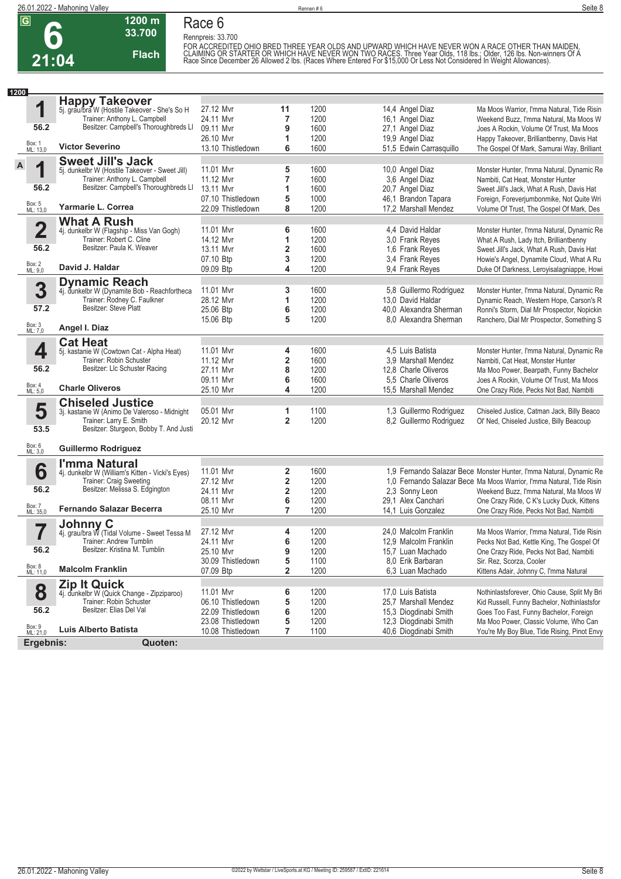# Race 6

**G** **6** **21:04** — 1200 m — 33.700 — Flach

Rennpreis: 33.700

FOR ACCREDITED OHIO BRED THREE YEAR OLDS AND UPWARD WHICH HAVE NEVER WON A RACE OTHER THAN MAIDEN, CLAIMING OR STARTER OR WHICH HAVE NEVER WON TWO RACES. Three Year Olds, 118 lbs.; Older, 126 lbs. Non-winners Of A Race Since December 26 Allowed 2 lbs. (Races Where Entered For $15,000 Or Less Not Considered In Weight Allowances).

**1200**

## 1 Happy Takeover
5j. grau/bra W (Hostile Takeover - She's So H)
Trainer: Anthony L. Campbell
Besitzer: Campbell's Thoroughbreds Ll
56.2 — Box: 1 — ML: 13,0
**Victor Severino**

| Datum | Platz | Dist. | Quote / Reiter | Einlauf |
|---|---|---|---|---|
| 27.12 Mvr | 11 | 1200 | 14,4 Angel Diaz | Ma Moos Warrior, I'mma Natural, Tide Risin |
| 24.11 Mvr | 7 | 1200 | 16,1 Angel Diaz | Weekend Buzz, I'mma Natural, Ma Moos W |
| 09.11 Mvr | 9 | 1600 | 27,1 Angel Diaz | Joes A Rockin, Volume Of Trust, Ma Moos |
| 26.10 Mvr | 1 | 1200 | 19,9 Angel Diaz | Happy Takeover, Brilliantbenny, Davis Hat |
| 13.10 Thistledown | 6 | 1600 | 51,5 Edwin Carrasquillo | The Gospel Of Mark, Samurai Way, Brilliant |

## 1A Sweet Jill's Jack
5j. dunkelbr W (Hostile Takeover - Sweet Jill)
Trainer: Anthony L. Campbell
Besitzer: Campbell's Thoroughbreds Ll
56.2 — Box: 5 — ML: 13,0
**Yarmarie L. Correa**

| Datum | Platz | Dist. | Quote / Reiter | Einlauf |
|---|---|---|---|---|
| 11.01 Mvr | 5 | 1600 | 10,0 Angel Diaz | Monster Hunter, I'mma Natural, Dynamic Re |
| 11.12 Mvr | 7 | 1600 | 3,6 Angel Diaz | Nambiti, Cat Heat, Monster Hunter |
| 13.11 Mvr | 1 | 1600 | 20,7 Angel Diaz | Sweet Jill's Jack, What A Rush, Davis Hat |
| 07.10 Thistledown | 5 | 1000 | 46,1 Brandon Tapara | Foreign, Foreverjumbonmike, Not Quite Wri |
| 22.09 Thistledown | 8 | 1200 | 17,2 Marshall Mendez | Volume Of Trust, The Gospel Of Mark, Des |

## 2 What A Rush
4j. dunkelbr W (Flagship - Miss Van Gogh)
Trainer: Robert C. Cline
Besitzer: Paula K. Weaver
56.2 — Box: 2 — ML: 9,0
**David J. Haldar**

| Datum | Platz | Dist. | Quote / Reiter | Einlauf |
|---|---|---|---|---|
| 11.01 Mvr | 6 | 1600 | 4,4 David Haldar | Monster Hunter, I'mma Natural, Dynamic Re |
| 14.12 Mvr | 1 | 1200 | 3,0 Frank Reyes | What A Rush, Lady Itch, Brilliantbenny |
| 13.11 Mvr | 2 | 1600 | 1,6 Frank Reyes | Sweet Jill's Jack, What A Rush, Davis Hat |
| 07.10 Btp | 3 | 1200 | 3,4 Frank Reyes | Howie's Angel, Dynamite Cloud, What A Ru |
| 09.09 Btp | 4 | 1200 | 9,4 Frank Reyes | Duke Of Darkness, Leroyisalagniappe, Howi |

## 3 Dynamic Reach
4j. dunkelbr W (Dynamite Bob - Reachfortheca)
Trainer: Rodney C. Faulkner
Besitzer: Steve Platt
57.2 — Box: 3 — ML: 7,0
**Angel I. Diaz**

| Datum | Platz | Dist. | Quote / Reiter | Einlauf |
|---|---|---|---|---|
| 11.01 Mvr | 3 | 1600 | 5,8 Guillermo Rodriguez | Monster Hunter, I'mma Natural, Dynamic Re |
| 28.12 Mvr | 1 | 1200 | 13,0 David Haldar | Dynamic Reach, Western Hope, Carson's R |
| 25.06 Btp | 6 | 1200 | 40,0 Alexandra Sherman | Ronni's Storm, Dial Mr Prospector, Nopickin |
| 15.06 Btp | 5 | 1200 | 8,0 Alexandra Sherman | Ranchero, Dial Mr Prospector, Something S |

## 4 Cat Heat
5j. kastanie W (Cowtown Cat - Alpha Heat)
Trainer: Robin Schuster
Besitzer: Llc Schuster Racing
56.2 — Box: 4 — ML: 5,0
**Charle Oliveros**

| Datum | Platz | Dist. | Quote / Reiter | Einlauf |
|---|---|---|---|---|
| 11.01 Mvr | 4 | 1600 | 4,5 Luis Batista | Monster Hunter, I'mma Natural, Dynamic Re |
| 11.12 Mvr | 2 | 1600 | 3,9 Marshall Mendez | Nambiti, Cat Heat, Monster Hunter |
| 27.11 Mvr | 8 | 1200 | 12,8 Charle Oliveros | Ma Moo Power, Bearpath, Funny Bachelor |
| 09.11 Mvr | 6 | 1600 | 5,5 Charle Oliveros | Joes A Rockin, Volume Of Trust, Ma Moos |
| 25.10 Mvr | 4 | 1200 | 15,5 Marshall Mendez | One Crazy Ride, Pecks Not Bad, Nambiti |

## 5 Chiseled Justice
3j. kastanie W (Animo De Valeroso - Midnight)
Trainer: Larry E. Smith
Besitzer: Sturgeon, Bobby T. And Justi
53.5 — Box: 6 — ML: 3,0
**Guillermo Rodriguez**

| Datum | Platz | Dist. | Quote / Reiter | Einlauf |
|---|---|---|---|---|
| 05.01 Mvr | 1 | 1100 | 1,3 Guillermo Rodriguez | Chiseled Justice, Catman Jack, Billy Beaco |
| 20.12 Mvr | 2 | 1200 | 8,2 Guillermo Rodriguez | Ol' Ned, Chiseled Justice, Billy Beacoup |

## 6 I'mma Natural
4j. dunkelbr W (William's Kitten - Vicki's Eyes)
Trainer: Craig Sweeting
Besitzer: Melissa S. Edgington
56.2 — Box: 7 — ML: 35,0
**Fernando Salazar Becerra**

| Datum | Platz | Dist. | Quote / Reiter | Einlauf |
|---|---|---|---|---|
| 11.01 Mvr | 2 | 1600 | 1,9 Fernando Salazar Bece | Monster Hunter, I'mma Natural, Dynamic Re |
| 27.12 Mvr | 2 | 1200 | 1,0 Fernando Salazar Bece | Ma Moos Warrior, I'mma Natural, Tide Risin |
| 24.11 Mvr | 2 | 1200 | 2,3 Sonny Leon | Weekend Buzz, I'mma Natural, Ma Moos W |
| 08.11 Mvr | 6 | 1200 | 29,1 Alex Canchari | One Crazy Ride, C K's Lucky Duck, Kittens |
| 25.10 Mvr | 7 | 1200 | 14,1 Luis Gonzalez | One Crazy Ride, Pecks Not Bad, Nambiti |

## 7 Johnny C
4j. grau/bra W (Tidal Volume - Sweet Tessa M)
Trainer: Andrew Tumblin
Besitzer: Kristina M. Tumblin
56.2 — Box: 8 — ML: 11,0
**Malcolm Franklin**

| Datum | Platz | Dist. | Quote / Reiter | Einlauf |
|---|---|---|---|---|
| 27.12 Mvr | 4 | 1200 | 24,0 Malcolm Franklin | Ma Moos Warrior, I'mma Natural, Tide Risin |
| 24.11 Mvr | 6 | 1200 | 12,9 Malcolm Franklin | Pecks Not Bad, Kettle King, The Gospel Of |
| 25.10 Mvr | 9 | 1200 | 15,7 Luan Machado | One Crazy Ride, Pecks Not Bad, Nambiti |
| 30.09 Thistledown | 5 | 1100 | 8,0 Erik Barbaran | Sir. Rez, Scorza, Cooler |
| 07.09 Btp | 2 | 1200 | 6,3 Luan Machado | Kittens Adair, Johnny C, I'mma Natural |

## 8 Zip It Quick
4j. dunkelbr W (Quick Change - Zipziparoo)
Trainer: Robin Schuster
Besitzer: Elias Del Val
56.2 — Box: 9 — ML: 21,0
**Luis Alberto Batista**

| Datum | Platz | Dist. | Quote / Reiter | Einlauf |
|---|---|---|---|---|
| 11.01 Mvr | 6 | 1200 | 17,0 Luis Batista | Nothinlastsforever, Ohio Cause, Split My Bri |
| 06.10 Thistledown | 5 | 1200 | 25,7 Marshall Mendez | Kid Russell, Funny Bachelor, Nothinlastsfor |
| 22.09 Thistledown | 6 | 1200 | 15,3 Diogdinabi Smith | Goes Too Fast, Funny Bachelor, Foreign |
| 23.08 Thistledown | 5 | 1200 | 12,3 Diogdinabi Smith | Ma Moo Power, Classic Volume, Who Can |
| 10.08 Thistledown | 7 | 1100 | 40,6 Diogdinabi Smith | You're My Boy Blue, Tide Rising, Pinot Envy |

**Ergebnis:** **Quoten:**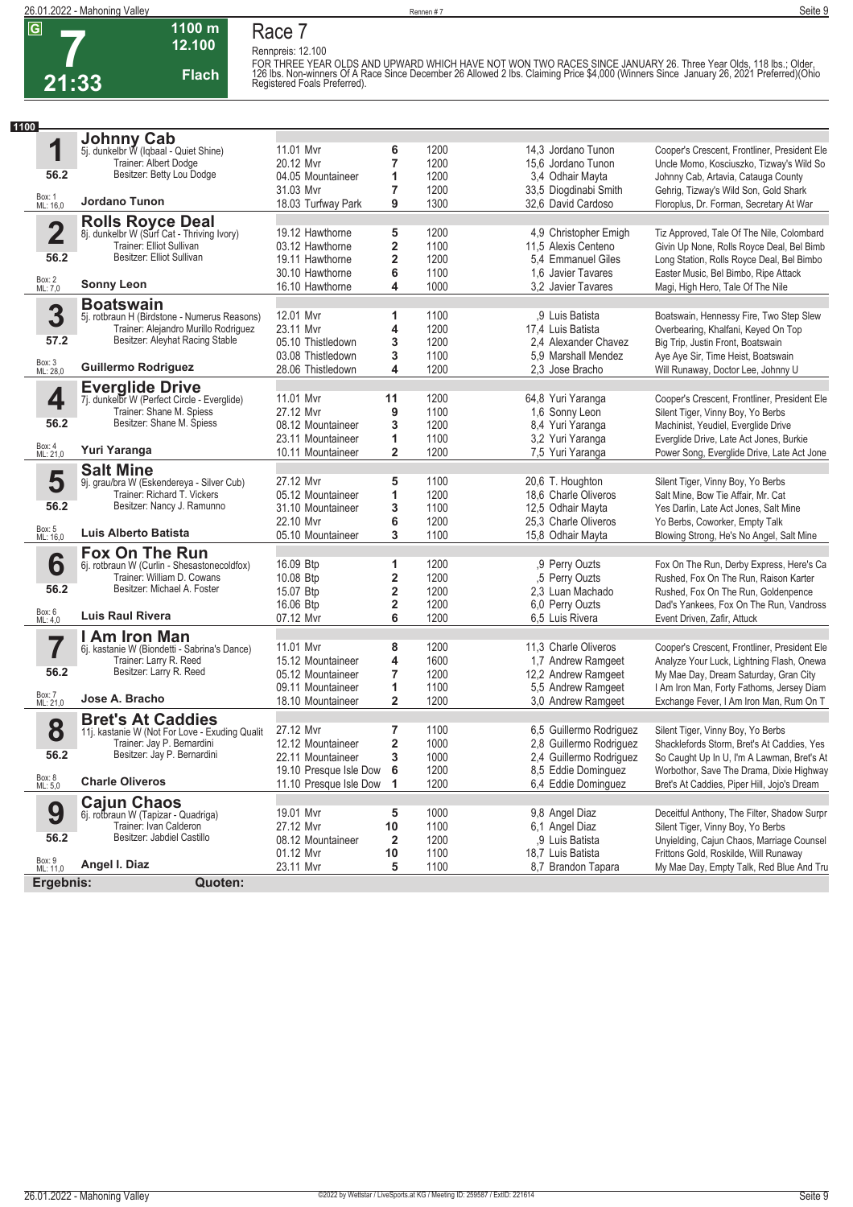# Race 7

**7** — 21:33 — 1100 m — 12.100 — Flach

Rennpreis: 12.100

FOR THREE YEAR OLDS AND UPWARD WHICH HAVE NOT WON TWO RACES SINCE JANUARY 26. Three Year Olds, 118 lbs.; Older, 126 lbs. Non-winners Of A Race Since December 26 Allowed 2 lbs. Claiming Price $4,000 (Winners Since January 26, 2021 Preferred)(Ohio Registered Foals Preferred).

**1100**

| Nr. | Pferd | Datum / Bahn | Platz | Distanz | Quote / Jockey | Einlauf |
|---|---|---|---|---|---|---|
| **1** | **Johnny Cab** 5j. dunkelbr W (Iqbaal - Quiet Shine) | 11.01 Mvr | 6 | 1200 | 14,3 Jordano Tunon | Cooper's Crescent, Frontliner, President Ele |
| 56.2 | Trainer: Albert Dodge | 20.12 Mvr | 7 | 1200 | 15,6 Jordano Tunon | Uncle Momo, Kosciuszko, Tizway's Wild So |
| | Besitzer: Betty Lou Dodge | 04.05 Mountaineer | 1 | 1200 | 3,4 Odhair Mayta | Johnny Cab, Artavia, Catauga County |
| Box: 1 ML: 16,0 | | 31.03 Mvr | 7 | 1200 | 33,5 Diogdinabi Smith | Gehrig, Tizway's Wild Son, Gold Shark |
| | **Jordano Tunon** | 18.03 Turfway Park | 9 | 1300 | 32,6 David Cardoso | Floroplus, Dr. Forman, Secretary At War |
| **2** | **Rolls Royce Deal** 8j. dunkelbr W (Surf Cat - Thriving Ivory) | 19.12 Hawthorne | 5 | 1200 | 4,9 Christopher Emigh | Tiz Approved, Tale Of The Nile, Colombard |
| 56.2 | Trainer: Elliot Sullivan | 03.12 Hawthorne | 2 | 1100 | 11,5 Alexis Centeno | Givin Up None, Rolls Royce Deal, Bel Bimb |
| | Besitzer: Elliot Sullivan | 19.11 Hawthorne | 2 | 1200 | 5,4 Emmanuel Giles | Long Station, Rolls Royce Deal, Bel Bimbo |
| Box: 2 ML: 7,0 | | 30.10 Hawthorne | 6 | 1100 | 1,6 Javier Tavares | Easter Music, Bel Bimbo, Ripe Attack |
| | **Sonny Leon** | 16.10 Hawthorne | 4 | 1000 | 3,2 Javier Tavares | Magi, High Hero, Tale Of The Nile |
| **3** | **Boatswain** 5j. rotbraun H (Birdstone - Numerus Reasons) | 12.01 Mvr | 1 | 1100 | ,9 Luis Batista | Boatswain, Hennessy Fire, Two Step Slew |
| 57.2 | Trainer: Alejandro Murillo Rodriguez | 23.11 Mvr | 4 | 1200 | 17,4 Luis Batista | Overbearing, Khalfani, Keyed On Top |
| | Besitzer: Aleyhat Racing Stable | 05.10 Thistledown | 3 | 1200 | 2,4 Alexander Chavez | Big Trip, Justin Front, Boatswain |
| Box: 3 ML: 28,0 | | 03.08 Thistledown | 3 | 1100 | 5,9 Marshall Mendez | Aye Aye Sir, Time Heist, Boatswain |
| | **Guillermo Rodriguez** | 28.06 Thistledown | 4 | 1200 | 2,3 Jose Bracho | Will Runaway, Doctor Lee, Johnny U |
| **4** | **Everglide Drive** 7j. dunkelbr W (Perfect Circle - Everglide) | 11.01 Mvr | 11 | 1200 | 64,8 Yuri Yaranga | Cooper's Crescent, Frontliner, President Ele |
| 56.2 | Trainer: Shane M. Spiess | 27.12 Mvr | 9 | 1100 | 1,6 Sonny Leon | Silent Tiger, Vinny Boy, Yo Berbs |
| | Besitzer: Shane M. Spiess | 08.12 Mountaineer | 3 | 1200 | 8,4 Yuri Yaranga | Machinist, Yeudiel, Everglide Drive |
| Box: 4 ML: 21,0 | | 23.11 Mountaineer | 1 | 1100 | 3,2 Yuri Yaranga | Everglide Drive, Late Act Jones, Burkie |
| | **Yuri Yaranga** | 10.11 Mountaineer | 2 | 1200 | 7,5 Yuri Yaranga | Power Song, Everglide Drive, Late Act Jone |
| **5** | **Salt Mine** 9j. grau/bra W (Eskendereya - Silver Cub) | 27.12 Mvr | 5 | 1100 | 20,6 T. Houghton | Silent Tiger, Vinny Boy, Yo Berbs |
| 56.2 | Trainer: Richard T. Vickers | 05.12 Mountaineer | 1 | 1200 | 18,6 Charle Oliveros | Salt Mine, Bow Tie Affair, Mr. Cat |
| | Besitzer: Nancy J. Ramunno | 31.10 Mountaineer | 3 | 1100 | 12,5 Odhair Mayta | Yes Darlin, Late Act Jones, Salt Mine |
| Box: 5 ML: 16,0 | | 22.10 Mvr | 6 | 1200 | 25,3 Charle Oliveros | Yo Berbs, Coworker, Empty Talk |
| | **Luis Alberto Batista** | 05.10 Mountaineer | 3 | 1100 | 15,8 Odhair Mayta | Blowing Strong, He's No Angel, Salt Mine |
| **6** | **Fox On The Run** 6j. rotbraun W (Curlin - Shesastonecoldfox) | 16.09 Btp | 1 | 1200 | ,9 Perry Ouzts | Fox On The Run, Derby Express, Here's Ca |
| 56.2 | Trainer: William D. Cowans | 10.08 Btp | 2 | 1200 | ,5 Perry Ouzts | Rushed, Fox On The Run, Raison Karter |
| | Besitzer: Michael A. Foster | 15.07 Btp | 2 | 1200 | 2,3 Luan Machado | Rushed, Fox On The Run, Goldenpence |
| Box: 6 ML: 4,0 | | 16.06 Btp | 2 | 1200 | 6,0 Perry Ouzts | Dad's Yankees, Fox On The Run, Vandross |
| | **Luis Raul Rivera** | 07.12 Mvr | 6 | 1200 | 6,5 Luis Rivera | Event Driven, Zafir, Attuck |
| **7** | **I Am Iron Man** 6j. kastanie W (Biondetti - Sabrina's Dance) | 11.01 Mvr | 8 | 1200 | 11,3 Charle Oliveros | Cooper's Crescent, Frontliner, President Ele |
| 56.2 | Trainer: Larry R. Reed | 15.12 Mountaineer | 4 | 1600 | 1,7 Andrew Ramgeet | Analyze Your Luck, Lightning Flash, Onewa |
| | Besitzer: Larry R. Reed | 05.12 Mountaineer | 7 | 1200 | 12,2 Andrew Ramgeet | My Mae Day, Dream Saturday, Gran City |
| Box: 7 ML: 21,0 | | 09.11 Mountaineer | 1 | 1100 | 5,5 Andrew Ramgeet | I Am Iron Man, Forty Fathoms, Jersey Diam |
| | **Jose A. Bracho** | 18.10 Mountaineer | 2 | 1200 | 3,0 Andrew Ramgeet | Exchange Fever, I Am Iron Man, Rum On T |
| **8** | **Bret's At Caddies** 11j. kastanie W (Not For Love - Exuding Qualit | 27.12 Mvr | 7 | 1100 | 6,5 Guillermo Rodriguez | Silent Tiger, Vinny Boy, Yo Berbs |
| 56.2 | Trainer: Jay P. Bernardini | 12.12 Mountaineer | 2 | 1000 | 2,8 Guillermo Rodriguez | Shacklefords Storm, Bret's At Caddies, Yes |
| | Besitzer: Jay P. Bernardini | 22.11 Mountaineer | 3 | 1000 | 2,4 Guillermo Rodriguez | So Caught Up In U, I'm A Lawman, Bret's At |
| Box: 8 ML: 5,0 | | 19.10 Presque Isle Dow | 6 | 1200 | 8,5 Eddie Dominguez | Worbothor, Save The Drama, Dixie Highway |
| | **Charle Oliveros** | 11.10 Presque Isle Dow | 1 | 1200 | 6,4 Eddie Dominguez | Bret's At Caddies, Piper Hill, Jojo's Dream |
| **9** | **Cajun Chaos** 6j. rotbraun W (Tapizar - Quadriga) | 19.01 Mvr | 5 | 1000 | 9,8 Angel Diaz | Deceitful Anthony, The Filter, Shadow Surpr |
| 56.2 | Trainer: Ivan Calderon | 27.12 Mvr | 10 | 1100 | 6,1 Angel Diaz | Silent Tiger, Vinny Boy, Yo Berbs |
| | Besitzer: Jabdiel Castillo | 08.12 Mountaineer | 2 | 1200 | ,9 Luis Batista | Unyielding, Cajun Chaos, Marriage Counsel |
| Box: 9 ML: 11,0 | | 01.12 Mvr | 10 | 1100 | 18,7 Luis Batista | Frittons Gold, Roskilde, Will Runaway |
| | **Angel I. Diaz** | 23.11 Mvr | 5 | 1100 | 8,7 Brandon Tapara | My Mae Day, Empty Talk, Red Blue And Tru |

**Ergebnis:** **Quoten:**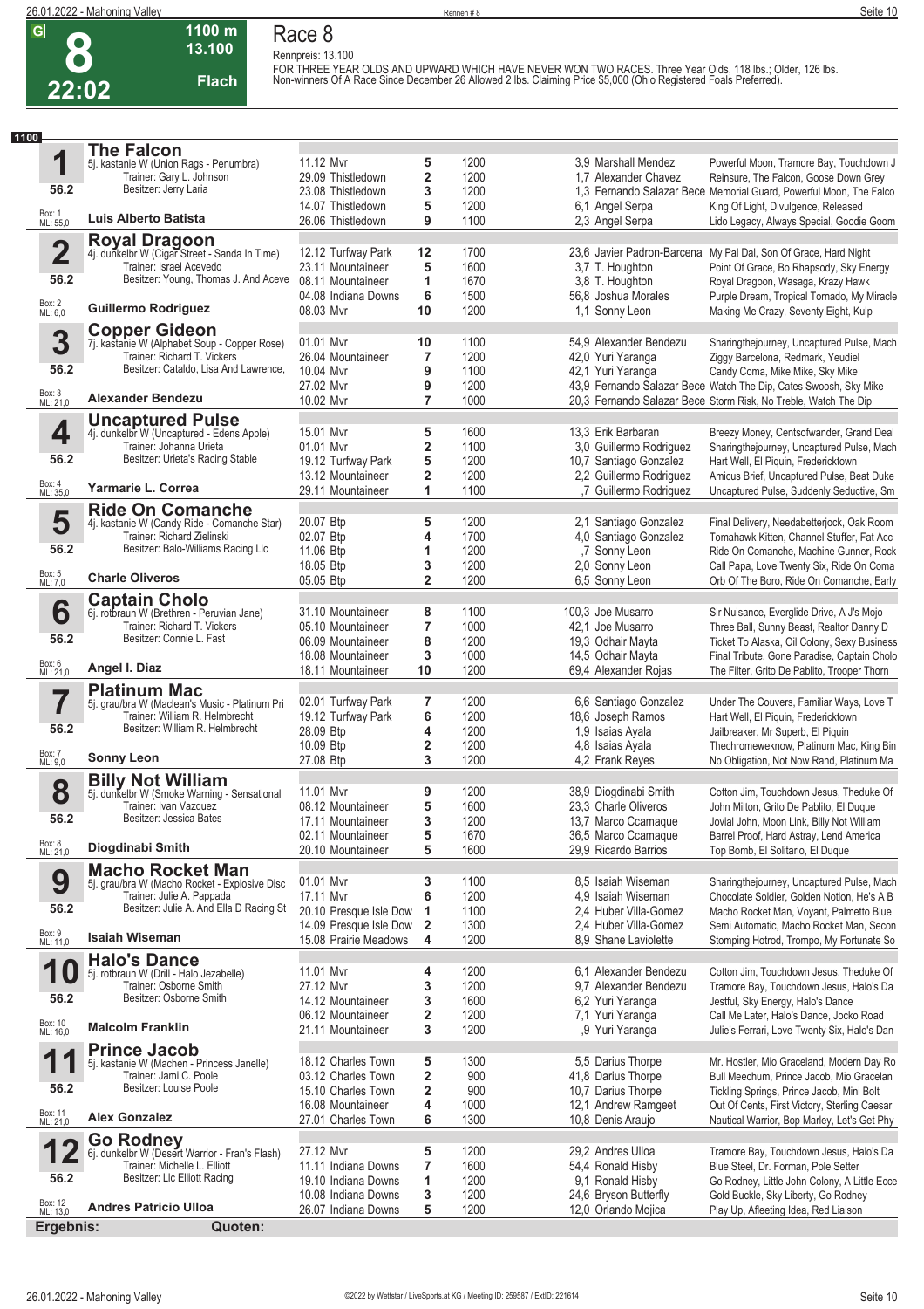# Race 8

G | 8 | 22:02 | 1100 m | 13.100 | Flach

Rennpreis: 13.100

FOR THREE YEAR OLDS AND UPWARD WHICH HAVE NEVER WON TWO RACES. Three Year Olds, 118 lbs.; Older, 126 lbs. Non-winners Of A Race Since December 26 Allowed 2 lbs. Claiming Price $5,000 (Ohio Registered Foals Preferred).

**1100**

## 1 The Falcon
5j. kastanie W (Union Rags - Penumbra)
Trainer: Gary L. Johnson
Besitzer: Jerry Laria
56.2
Box: 1 ML: 55,0
**Luis Alberto Batista**

| | | | | | |
|---|---|---|---|---|---|
| 11.12 Mvr | 5 | 1200 | 3,9 | Marshall Mendez | Powerful Moon, Tramore Bay, Touchdown J |
| 29.09 Thistledown | 2 | 1200 | 1,7 | Alexander Chavez | Reinsure, The Falcon, Goose Down Grey |
| 23.08 Thistledown | 3 | 1200 | 1,3 | Fernando Salazar Bece | Memorial Guard, Powerful Moon, The Falco |
| 14.07 Thistledown | 5 | 1200 | 6,1 | Angel Serpa | King Of Light, Divulgence, Released |
| 26.06 Thistledown | 9 | 1100 | 2,3 | Angel Serpa | Lido Legacy, Always Special, Goodie Goom |

## 2 Royal Dragoon
4j. dunkelbr W (Cigar Street - Sanda In Time)
Trainer: Israel Acevedo
Besitzer: Young, Thomas J. And Aceve
56.2
Box: 2 ML: 6,0
**Guillermo Rodriguez**

| | | | | | |
|---|---|---|---|---|---|
| 12.12 Turfway Park | 12 | 1700 | 23,6 | Javier Padron-Barcena | My Pal Dal, Son Of Grace, Hard Night |
| 23.11 Mountaineer | 5 | 1600 | 3,7 | T. Houghton | Point Of Grace, Bo Rhapsody, Sky Energy |
| 08.11 Mountaineer | 1 | 1670 | 3,8 | T. Houghton | Royal Dragoon, Wasaga, Krazy Hawk |
| 04.08 Indiana Downs | 6 | 1500 | 56,8 | Joshua Morales | Purple Dream, Tropical Tornado, My Miracle |
| 08.03 Mvr | 10 | 1200 | 1,1 | Sonny Leon | Making Me Crazy, Seventy Eight, Kulp |

## 3 Copper Gideon
7j. kastanie W (Alphabet Soup - Copper Rose)
Trainer: Richard T. Vickers
Besitzer: Cataldo, Lisa And Lawrence,
56.2
Box: 3 ML: 21,0
**Alexander Bendezu**

| | | | | | |
|---|---|---|---|---|---|
| 01.01 Mvr | 10 | 1100 | 54,9 | Alexander Bendezu | Sharingthejourney, Uncaptured Pulse, Mach |
| 26.04 Mountaineer | 7 | 1200 | 42,0 | Yuri Yaranga | Ziggy Barcelona, Redmark, Yeudiel |
| 10.04 Mvr | 9 | 1100 | 42,1 | Yuri Yaranga | Candy Coma, Mike Mike, Sky Mike |
| 27.02 Mvr | 9 | 1200 | 43,9 | Fernando Salazar Bece | Watch The Dip, Cates Swoosh, Sky Mike |
| 10.02 Mvr | 7 | 1000 | 20,3 | Fernando Salazar Bece | Storm Risk, No Treble, Watch The Dip |

## 4 Uncaptured Pulse
4j. dunkelbr W (Uncaptured - Edens Apple)
Trainer: Johanna Urieta
Besitzer: Urieta's Racing Stable
56.2
Box: 4 ML: 35,0
**Yarmarie L. Correa**

| | | | | | |
|---|---|---|---|---|---|
| 15.01 Mvr | 5 | 1600 | 13,3 | Erik Barbaran | Breezy Money, Centsofwander, Grand Deal |
| 01.01 Mvr | 2 | 1100 | 3,0 | Guillermo Rodriguez | Sharingthejourney, Uncaptured Pulse, Mach |
| 19.12 Turfway Park | 5 | 1200 | 10,7 | Santiago Gonzalez | Hart Well, El Piquin, Fredericktown |
| 13.12 Mountaineer | 2 | 1200 | 2,2 | Guillermo Rodriguez | Amicus Brief, Uncaptured Pulse, Beat Duke |
| 29.11 Mountaineer | 1 | 1100 | ,7 | Guillermo Rodriguez | Uncaptured Pulse, Suddenly Seductive, Sm |

## 5 Ride On Comanche
4j. kastanie W (Candy Ride - Comanche Star)
Trainer: Richard Zielinski
Besitzer: Balo-Williams Racing Llc
56.2
Box: 5 ML: 7,0
**Charle Oliveros**

| | | | | | |
|---|---|---|---|---|---|
| 20.07 Btp | 5 | 1200 | 2,1 | Santiago Gonzalez | Final Delivery, Needabetterjock, Oak Room |
| 02.07 Btp | 4 | 1700 | 4,0 | Santiago Gonzalez | Tomahawk Kitten, Channel Stuffer, Fat Acc |
| 11.06 Btp | 1 | 1200 | ,7 | Sonny Leon | Ride On Comanche, Machine Gunner, Rock |
| 18.05 Btp | 3 | 1200 | 2,0 | Sonny Leon | Call Papa, Love Twenty Six, Ride On Coma |
| 05.05 Btp | 2 | 1200 | 6,5 | Sonny Leon | Orb Of The Boro, Ride On Comanche, Early |

## 6 Captain Cholo
6j. rotbraun W (Brethren - Peruvian Jane)
Trainer: Richard T. Vickers
Besitzer: Connie L. Fast
56.2
Box: 6 ML: 21,0
**Angel I. Diaz**

| | | | | | |
|---|---|---|---|---|---|
| 31.10 Mountaineer | 8 | 1100 | 100,3 | Joe Musarro | Sir Nuisance, Everglide Drive, A J's Mojo |
| 05.10 Mountaineer | 7 | 1000 | 42,1 | Joe Musarro | Three Ball, Sunny Beast, Realtor Danny D |
| 06.09 Mountaineer | 8 | 1200 | 19,3 | Odhair Mayta | Ticket To Alaska, Oil Colony, Sexy Business |
| 18.08 Mountaineer | 3 | 1000 | 14,5 | Odhair Mayta | Final Tribute, Gone Paradise, Captain Cholo |
| 18.11 Mountaineer | 10 | 1200 | 69,4 | Alexander Rojas | The Filter, Grito De Pablito, Trooper Thorn |

## 7 Platinum Mac
5j. grau/bra W (Maclean's Music - Platinum Pri
Trainer: William R. Helmbrecht
Besitzer: William R. Helmbrecht
56.2
Box: 7 ML: 9,0
**Sonny Leon**

| | | | | | |
|---|---|---|---|---|---|
| 02.01 Turfway Park | 7 | 1200 | 6,6 | Santiago Gonzalez | Under The Couvers, Familiar Ways, Love T |
| 19.12 Turfway Park | 6 | 1200 | 18,6 | Joseph Ramos | Hart Well, El Piquin, Fredericktown |
| 28.09 Btp | 4 | 1200 | 1,9 | Isaias Ayala | Jailbreaker, Mr Superb, El Piquin |
| 10.09 Btp | 2 | 1200 | 4,8 | Isaias Ayala | Thechromeweknow, Platinum Mac, King Bin |
| 27.08 Btp | 3 | 1200 | 4,2 | Frank Reyes | No Obligation, Not Now Rand, Platinum Ma |

## 8 Billy Not William
5j. dunkelbr W (Smoke Warning - Sensational
Trainer: Ivan Vazquez
Besitzer: Jessica Bates
56.2
Box: 8 ML: 21,0
**Diogdinabi Smith**

| | | | | | |
|---|---|---|---|---|---|
| 11.01 Mvr | 9 | 1200 | 38,9 | Diogdinabi Smith | Cotton Jim, Touchdown Jesus, Theduke Of |
| 08.12 Mountaineer | 5 | 1600 | 23,3 | Charle Oliveros | John Milton, Grito De Pablito, El Duque |
| 17.11 Mountaineer | 3 | 1200 | 13,7 | Marco Ccamaque | Jovial John, Moon Link, Billy Not William |
| 02.11 Mountaineer | 5 | 1670 | 36,5 | Marco Ccamaque | Barrel Proof, Hard Astray, Lend America |
| 20.10 Mountaineer | 5 | 1600 | 29,9 | Ricardo Barrios | Top Bomb, El Solitario, El Duque |

## 9 Macho Rocket Man
5j. grau/bra W (Macho Rocket - Explosive Disc
Trainer: Julie A. Pappada
Besitzer: Julie A. And Ella D Racing St
56.2
Box: 9 ML: 11,0
**Isaiah Wiseman**

| | | | | | |
|---|---|---|---|---|---|
| 01.01 Mvr | 3 | 1100 | 8,5 | Isaiah Wiseman | Sharingthejourney, Uncaptured Pulse, Mach |
| 17.11 Mvr | 6 | 1200 | 4,9 | Isaiah Wiseman | Chocolate Soldier, Golden Notion, He's A B |
| 20.10 Presque Isle Dow | 1 | 1100 | 2,4 | Huber Villa-Gomez | Macho Rocket Man, Voyant, Palmetto Blue |
| 14.09 Presque Isle Dow | 2 | 1300 | 2,4 | Huber Villa-Gomez | Semi Automatic, Macho Rocket Man, Secon |
| 15.08 Prairie Meadows | 4 | 1200 | 8,9 | Shane Laviolette | Stomping Hotrod, Trompo, My Fortunate So |

## 10 Halo's Dance
5j. rotbraun W (Drill - Halo Jezabelle)
Trainer: Osborne Smith
Besitzer: Osborne Smith
56.2
Box: 10 ML: 16,0
**Malcolm Franklin**

| | | | | | |
|---|---|---|---|---|---|
| 11.01 Mvr | 4 | 1200 | 6,1 | Alexander Bendezu | Cotton Jim, Touchdown Jesus, Theduke Of |
| 27.12 Mvr | 3 | 1200 | 9,7 | Alexander Bendezu | Tramore Bay, Touchdown Jesus, Halo's Da |
| 14.12 Mountaineer | 3 | 1600 | 6,2 | Yuri Yaranga | Jestful, Sky Energy, Halo's Dance |
| 06.12 Mountaineer | 2 | 1200 | 7,1 | Yuri Yaranga | Call Me Later, Halo's Dance, Jocko Road |
| 21.11 Mountaineer | 3 | 1200 | ,9 | Yuri Yaranga | Julie's Ferrari, Love Twenty Six, Halo's Dan |

## 11 Prince Jacob
5j. kastanie W (Machen - Princess Janelle)
Trainer: Jami C. Poole
Besitzer: Louise Poole
56.2
Box: 11 ML: 21,0
**Alex Gonzalez**

| | | | | | |
|---|---|---|---|---|---|
| 18.12 Charles Town | 5 | 1300 | 5,5 | Darius Thorpe | Mr. Hostler, Mio Graceland, Modern Day Ro |
| 03.12 Charles Town | 2 | 900 | 41,8 | Darius Thorpe | Bull Meechum, Prince Jacob, Mio Gracelan |
| 15.10 Charles Town | 2 | 900 | 10,7 | Darius Thorpe | Tickling Springs, Prince Jacob, Mini Bolt |
| 16.08 Mountaineer | 4 | 1000 | 12,1 | Andrew Rameget | Out Of Cents, First Victory, Sterling Caesar |
| 27.01 Charles Town | 6 | 1300 | 10,8 | Denis Araujo | Nautical Warrior, Bop Marley, Let's Get Phy |

## 12 Go Rodney
6j. dunkelbr W (Desert Warrior - Fran's Flash)
Trainer: Michelle L. Elliott
Besitzer: Llc Elliott Racing
56.2
Box: 12 ML: 13,0
**Andres Patricio Ulloa**

| | | | | | |
|---|---|---|---|---|---|
| 27.12 Mvr | 5 | 1200 | 29,2 | Andres Ulloa | Tramore Bay, Touchdown Jesus, Halo's Da |
| 11.11 Indiana Downs | 7 | 1600 | 54,4 | Ronald Hisby | Blue Steel, Dr. Forman, Pole Setter |
| 19.10 Indiana Downs | 1 | 1200 | 9,1 | Ronald Hisby | Go Rodney, Little John Colony, A Little Ecce |
| 10.08 Indiana Downs | 3 | 1200 | 24,6 | Bryson Butterfly | Gold Buckle, Sky Liberty, Go Rodney |
| 26.07 Indiana Downs | 5 | 1200 | 12,0 | Orlando Mojica | Play Up, Afleeting Idea, Red Liaison |

**Ergebnis:** **Quoten:**